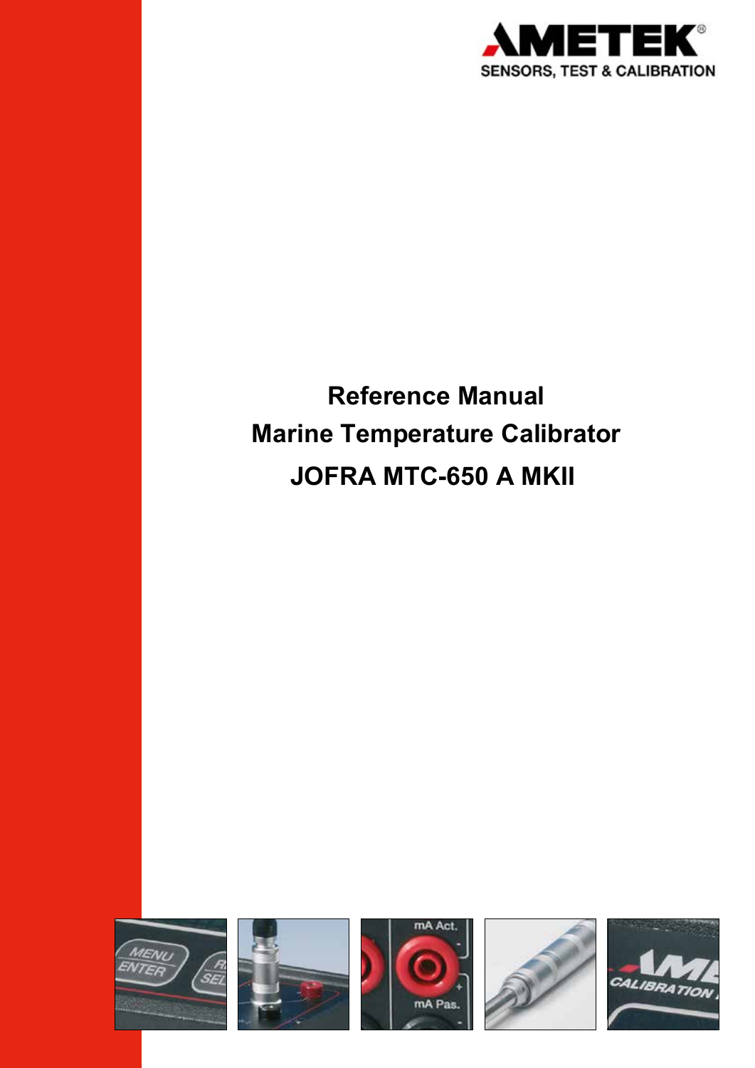AMETEK®

SENSORS, TEST & CALIBRATION

# Reference Manual

# Marine Temperature Calibrator

# JOFRA MTC-650 A MKII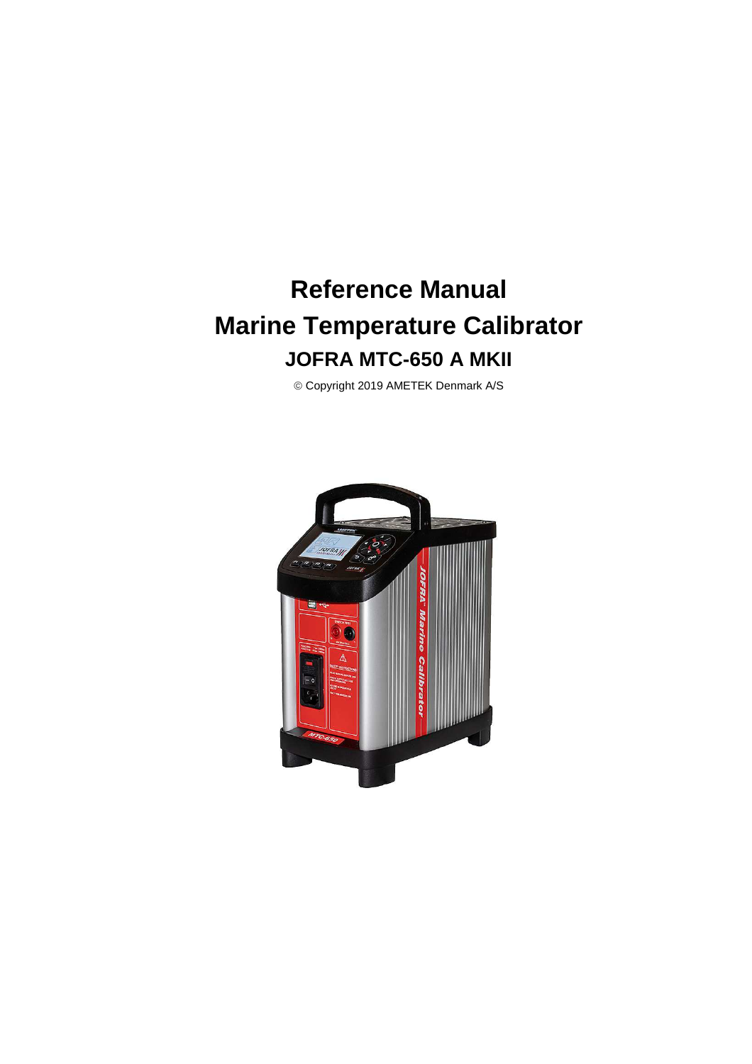# Reference Manual

# Marine Temperature Calibrator

## JOFRA MTC-650 A MKII

© Copyright 2019 AMETEK Denmark A/S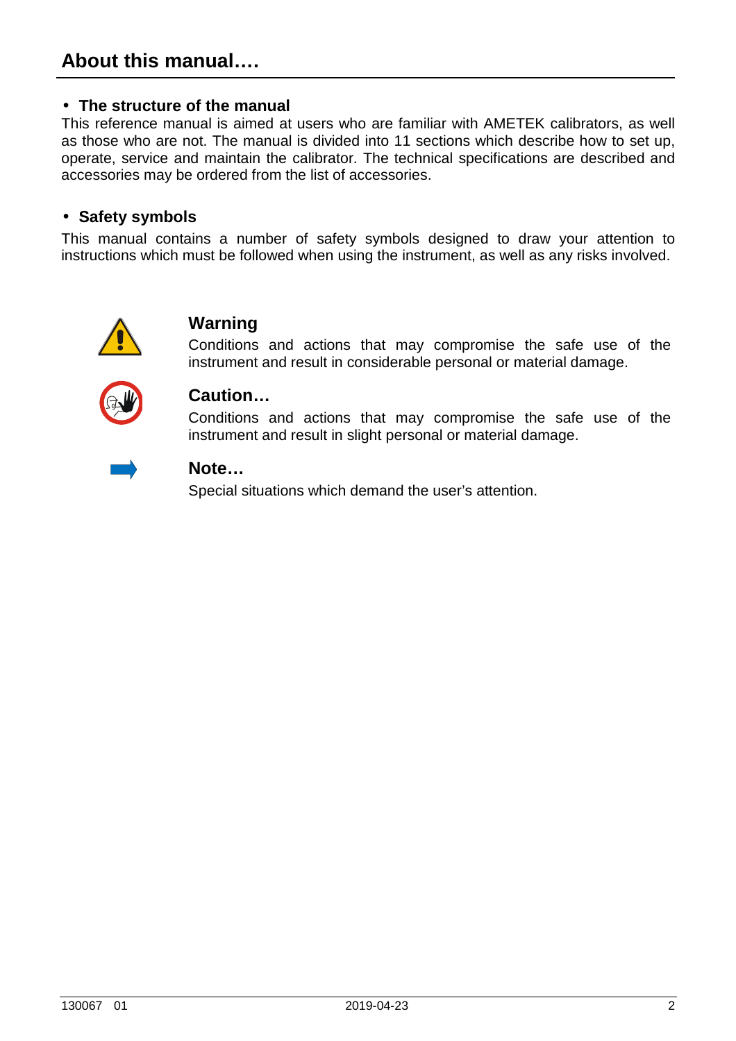# About this manual….

- **The structure of the manual**

This reference manual is aimed at users who are familiar with AMETEK calibrators, as well as those who are not. The manual is divided into 11 sections which describe how to set up, operate, service and maintain the calibrator. The technical specifications are described and accessories may be ordered from the list of accessories.

- **Safety symbols**

This manual contains a number of safety symbols designed to draw your attention to instructions which must be followed when using the instrument, as well as any risks involved.

### Warning

Conditions and actions that may compromise the safe use of the instrument and result in considerable personal or material damage.

### Caution…

Conditions and actions that may compromise the safe use of the instrument and result in slight personal or material damage.

### Note…

Special situations which demand the user's attention.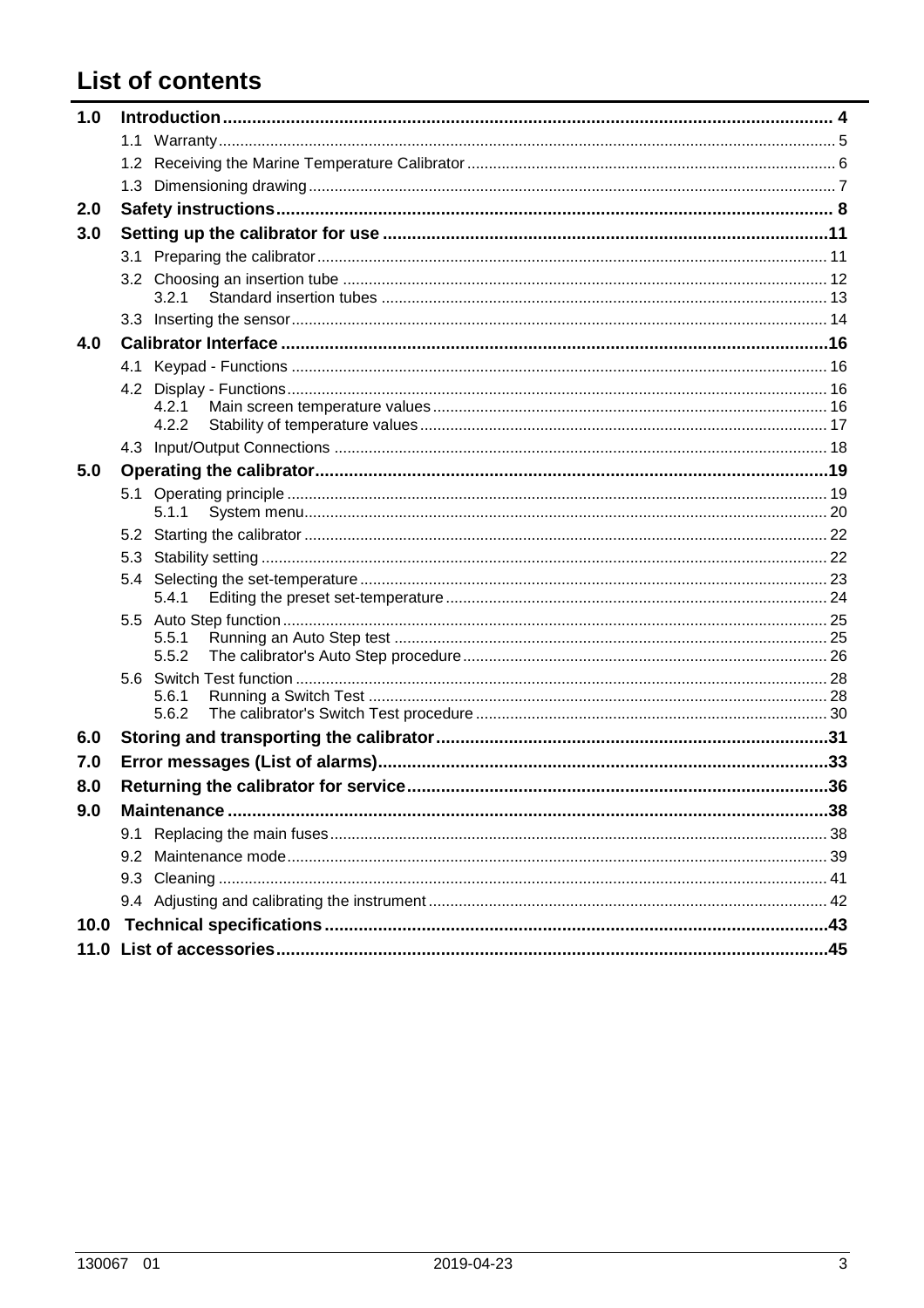# List of contents

| | | |
|---|---|---|
| **1.0** | **Introduction** | **4** |
| | 1.1 Warranty | 5 |
| | 1.2 Receiving the Marine Temperature Calibrator | 6 |
| | 1.3 Dimensioning drawing | 7 |
| **2.0** | **Safety instructions** | **8** |
| **3.0** | **Setting up the calibrator for use** | **11** |
| | 3.1 Preparing the calibrator | 11 |
| | 3.2 Choosing an insertion tube | 12 |
| | 3.2.1 Standard insertion tubes | 13 |
| | 3.3 Inserting the sensor | 14 |
| **4.0** | **Calibrator Interface** | **16** |
| | 4.1 Keypad - Functions | 16 |
| | 4.2 Display - Functions | 16 |
| | 4.2.1 Main screen temperature values | 16 |
| | 4.2.2 Stability of temperature values | 17 |
| | 4.3 Input/Output Connections | 18 |
| **5.0** | **Operating the calibrator** | **19** |
| | 5.1 Operating principle | 19 |
| | 5.1.1 System menu | 20 |
| | 5.2 Starting the calibrator | 22 |
| | 5.3 Stability setting | 22 |
| | 5.4 Selecting the set-temperature | 23 |
| | 5.4.1 Editing the preset set-temperature | 24 |
| | 5.5 Auto Step function | 25 |
| | 5.5.1 Running an Auto Step test | 25 |
| | 5.5.2 The calibrator's Auto Step procedure | 26 |
| | 5.6 Switch Test function | 28 |
| | 5.6.1 Running a Switch Test | 28 |
| | 5.6.2 The calibrator's Switch Test procedure | 30 |
| **6.0** | **Storing and transporting the calibrator** | **31** |
| **7.0** | **Error messages (List of alarms)** | **33** |
| **8.0** | **Returning the calibrator for service** | **36** |
| **9.0** | **Maintenance** | **38** |
| | 9.1 Replacing the main fuses | 38 |
| | 9.2 Maintenance mode | 39 |
| | 9.3 Cleaning | 41 |
| | 9.4 Adjusting and calibrating the instrument | 42 |
| **10.0** | **Technical specifications** | **43** |
| **11.0** | **List of accessories** | **45** |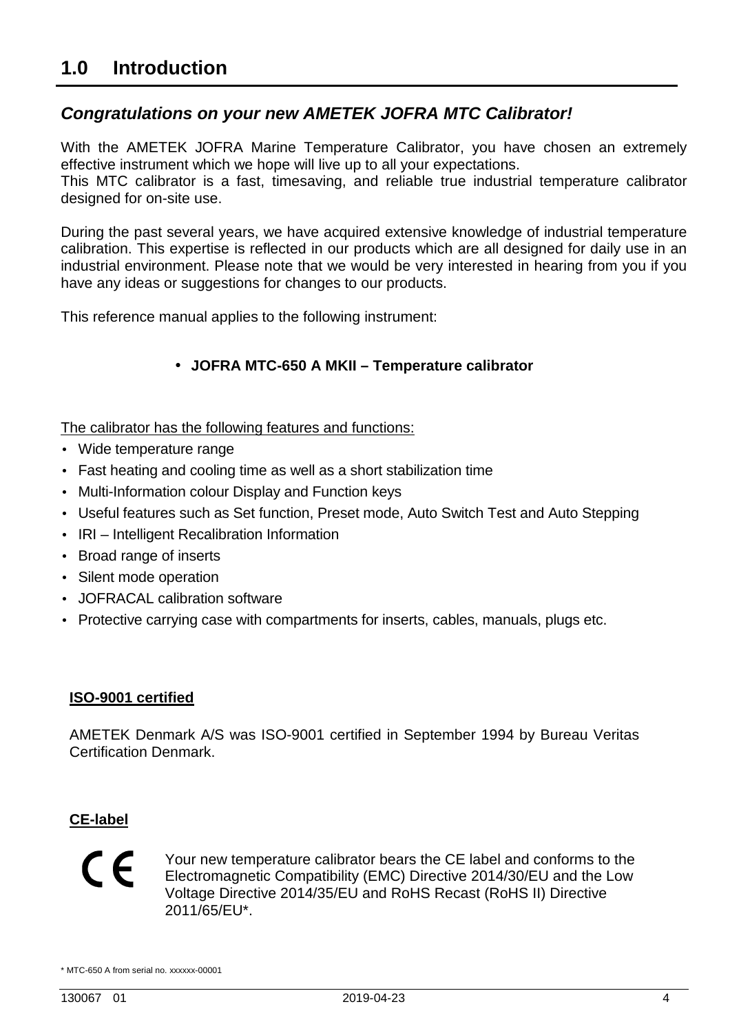# 1.0 Introduction

## *Congratulations on your new AMETEK JOFRA MTC Calibrator!*

With the AMETEK JOFRA Marine Temperature Calibrator, you have chosen an extremely effective instrument which we hope will live up to all your expectations.
This MTC calibrator is a fast, timesaving, and reliable true industrial temperature calibrator designed for on-site use.

During the past several years, we have acquired extensive knowledge of industrial temperature calibration. This expertise is reflected in our products which are all designed for daily use in an industrial environment. Please note that we would be very interested in hearing from you if you have any ideas or suggestions for changes to our products.

This reference manual applies to the following instrument:

- **JOFRA MTC-650 A MKII – Temperature calibrator**

The calibrator has the following features and functions:

- Wide temperature range
- Fast heating and cooling time as well as a short stabilization time
- Multi-Information colour Display and Function keys
- Useful features such as Set function, Preset mode, Auto Switch Test and Auto Stepping
- IRI – Intelligent Recalibration Information
- Broad range of inserts
- Silent mode operation
- JOFRACAL calibration software
- Protective carrying case with compartments for inserts, cables, manuals, plugs etc.

**ISO-9001 certified**

AMETEK Denmark A/S was ISO-9001 certified in September 1994 by Bureau Veritas Certification Denmark.

**CE-label**

CE

Your new temperature calibrator bears the CE label and conforms to the Electromagnetic Compatibility (EMC) Directive 2014/30/EU and the Low Voltage Directive 2014/35/EU and RoHS Recast (RoHS II) Directive 2011/65/EU*.

\* MTC-650 A from serial no. xxxxxx-00001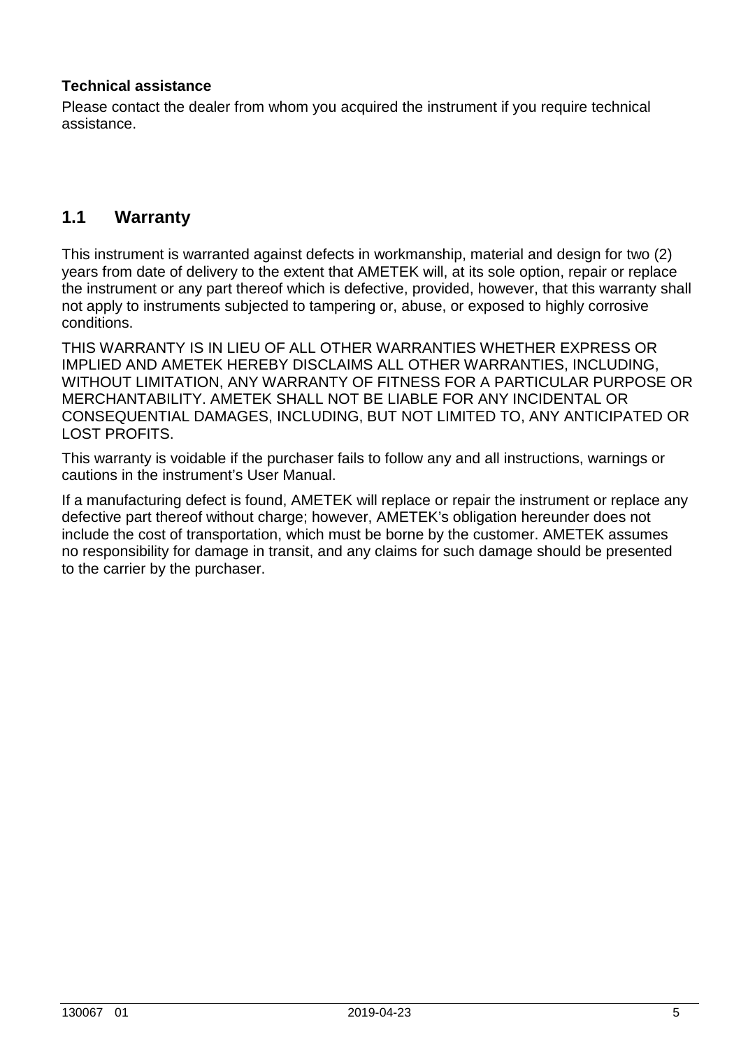**Technical assistance**

Please contact the dealer from whom you acquired the instrument if you require technical assistance.

## 1.1 Warranty

This instrument is warranted against defects in workmanship, material and design for two (2) years from date of delivery to the extent that AMETEK will, at its sole option, repair or replace the instrument or any part thereof which is defective, provided, however, that this warranty shall not apply to instruments subjected to tampering or, abuse, or exposed to highly corrosive conditions.

THIS WARRANTY IS IN LIEU OF ALL OTHER WARRANTIES WHETHER EXPRESS OR IMPLIED AND AMETEK HEREBY DISCLAIMS ALL OTHER WARRANTIES, INCLUDING, WITHOUT LIMITATION, ANY WARRANTY OF FITNESS FOR A PARTICULAR PURPOSE OR MERCHANTABILITY. AMETEK SHALL NOT BE LIABLE FOR ANY INCIDENTAL OR CONSEQUENTIAL DAMAGES, INCLUDING, BUT NOT LIMITED TO, ANY ANTICIPATED OR LOST PROFITS.

This warranty is voidable if the purchaser fails to follow any and all instructions, warnings or cautions in the instrument's User Manual.

If a manufacturing defect is found, AMETEK will replace or repair the instrument or replace any defective part thereof without charge; however, AMETEK's obligation hereunder does not include the cost of transportation, which must be borne by the customer. AMETEK assumes no responsibility for damage in transit, and any claims for such damage should be presented to the carrier by the purchaser.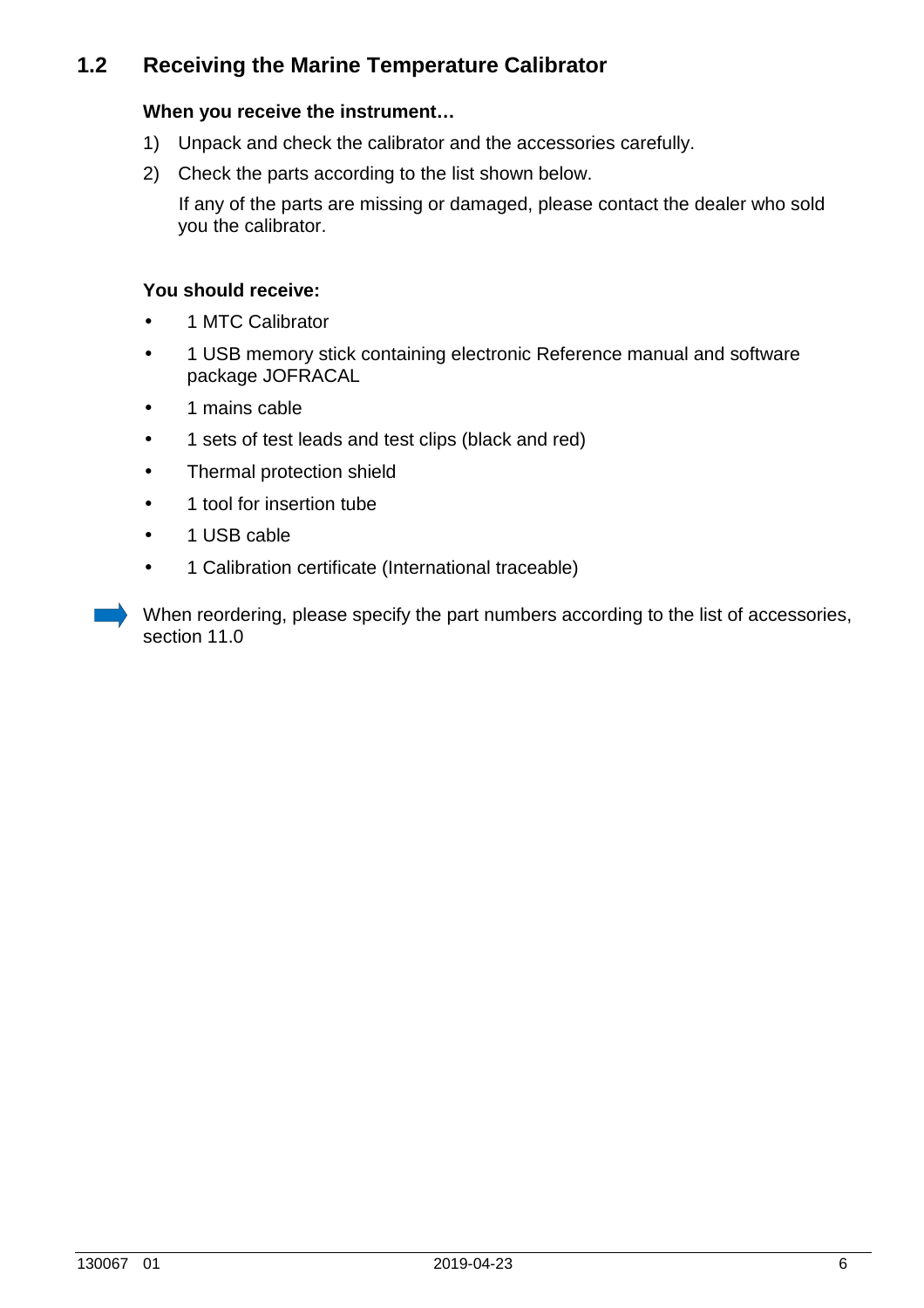## 1.2 Receiving the Marine Temperature Calibrator

**When you receive the instrument…**

1) Unpack and check the calibrator and the accessories carefully.
2) Check the parts according to the list shown below.

   If any of the parts are missing or damaged, please contact the dealer who sold you the calibrator.

**You should receive:**

- 1 MTC Calibrator
- 1 USB memory stick containing electronic Reference manual and software package JOFRACAL
- 1 mains cable
- 1 sets of test leads and test clips (black and red)
- Thermal protection shield
- 1 tool for insertion tube
- 1 USB cable
- 1 Calibration certificate (International traceable)

➡ When reordering, please specify the part numbers according to the list of accessories, section 11.0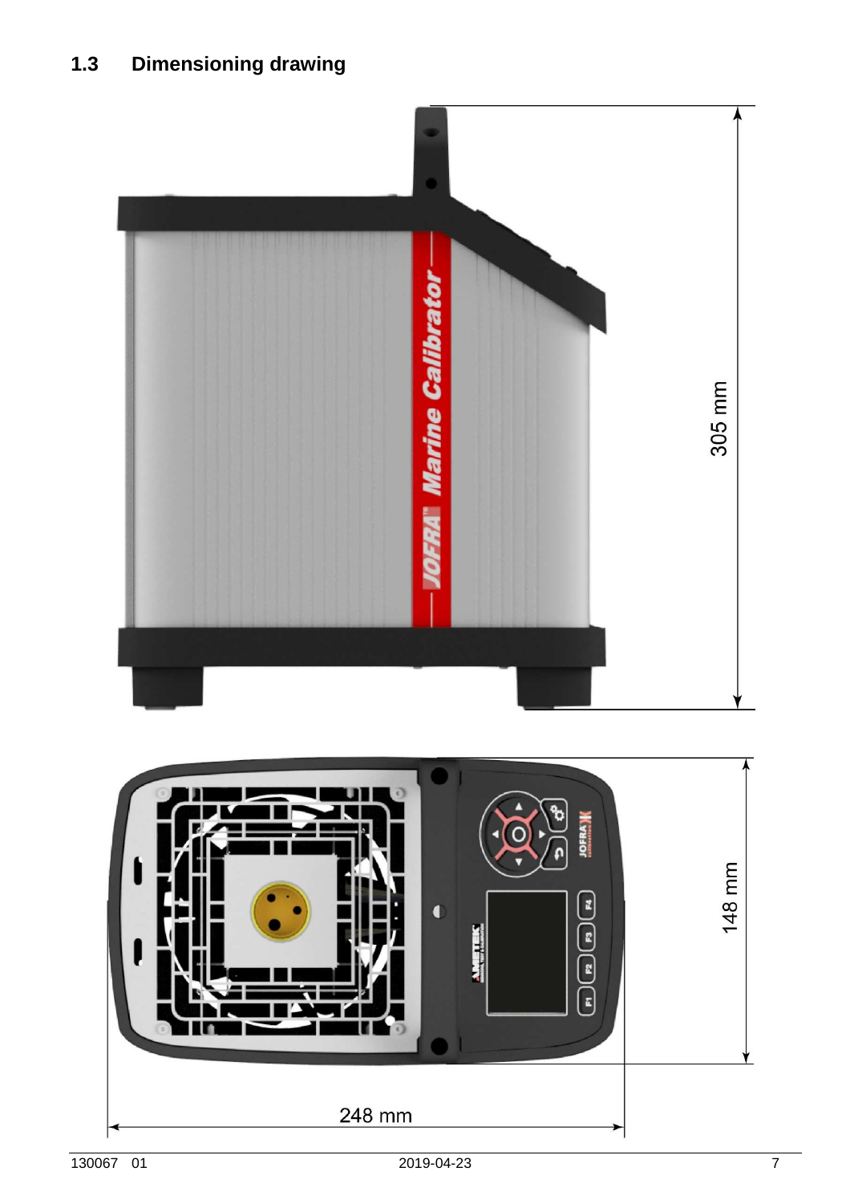## 1.3 Dimensioning drawing

305 mm

148 mm

248 mm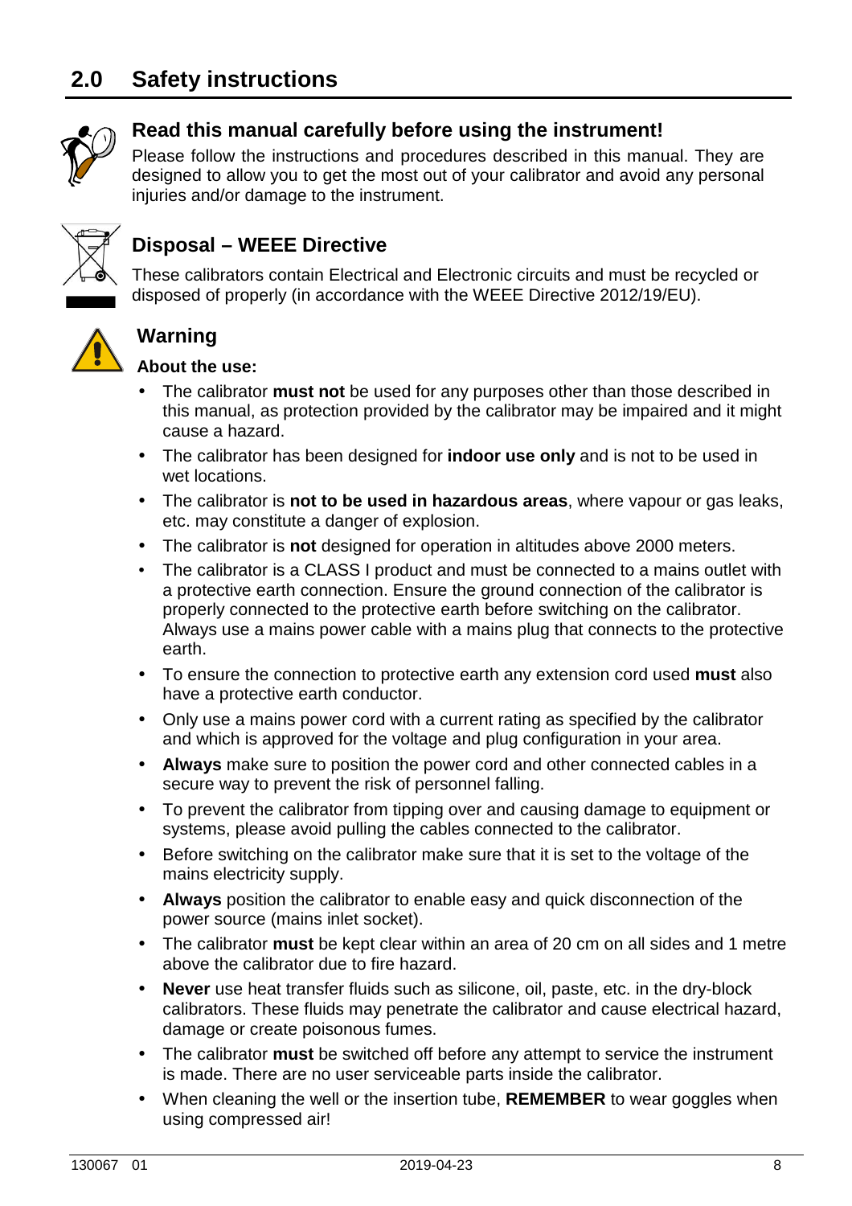# 2.0 Safety instructions

## Read this manual carefully before using the instrument!

Please follow the instructions and procedures described in this manual. They are designed to allow you to get the most out of your calibrator and avoid any personal injuries and/or damage to the instrument.

## Disposal – WEEE Directive

These calibrators contain Electrical and Electronic circuits and must be recycled or disposed of properly (in accordance with the WEEE Directive 2012/19/EU).

## Warning

**About the use:**

- The calibrator **must not** be used for any purposes other than those described in this manual, as protection provided by the calibrator may be impaired and it might cause a hazard.
- The calibrator has been designed for **indoor use only** and is not to be used in wet locations.
- The calibrator is **not to be used in hazardous areas**, where vapour or gas leaks, etc. may constitute a danger of explosion.
- The calibrator is **not** designed for operation in altitudes above 2000 meters.
- The calibrator is a CLASS I product and must be connected to a mains outlet with a protective earth connection. Ensure the ground connection of the calibrator is properly connected to the protective earth before switching on the calibrator. Always use a mains power cable with a mains plug that connects to the protective earth.
- To ensure the connection to protective earth any extension cord used **must** also have a protective earth conductor.
- Only use a mains power cord with a current rating as specified by the calibrator and which is approved for the voltage and plug configuration in your area.
- **Always** make sure to position the power cord and other connected cables in a secure way to prevent the risk of personnel falling.
- To prevent the calibrator from tipping over and causing damage to equipment or systems, please avoid pulling the cables connected to the calibrator.
- Before switching on the calibrator make sure that it is set to the voltage of the mains electricity supply.
- **Always** position the calibrator to enable easy and quick disconnection of the power source (mains inlet socket).
- The calibrator **must** be kept clear within an area of 20 cm on all sides and 1 metre above the calibrator due to fire hazard.
- **Never** use heat transfer fluids such as silicone, oil, paste, etc. in the dry-block calibrators. These fluids may penetrate the calibrator and cause electrical hazard, damage or create poisonous fumes.
- The calibrator **must** be switched off before any attempt to service the instrument is made. There are no user serviceable parts inside the calibrator.
- When cleaning the well or the insertion tube, **REMEMBER** to wear goggles when using compressed air!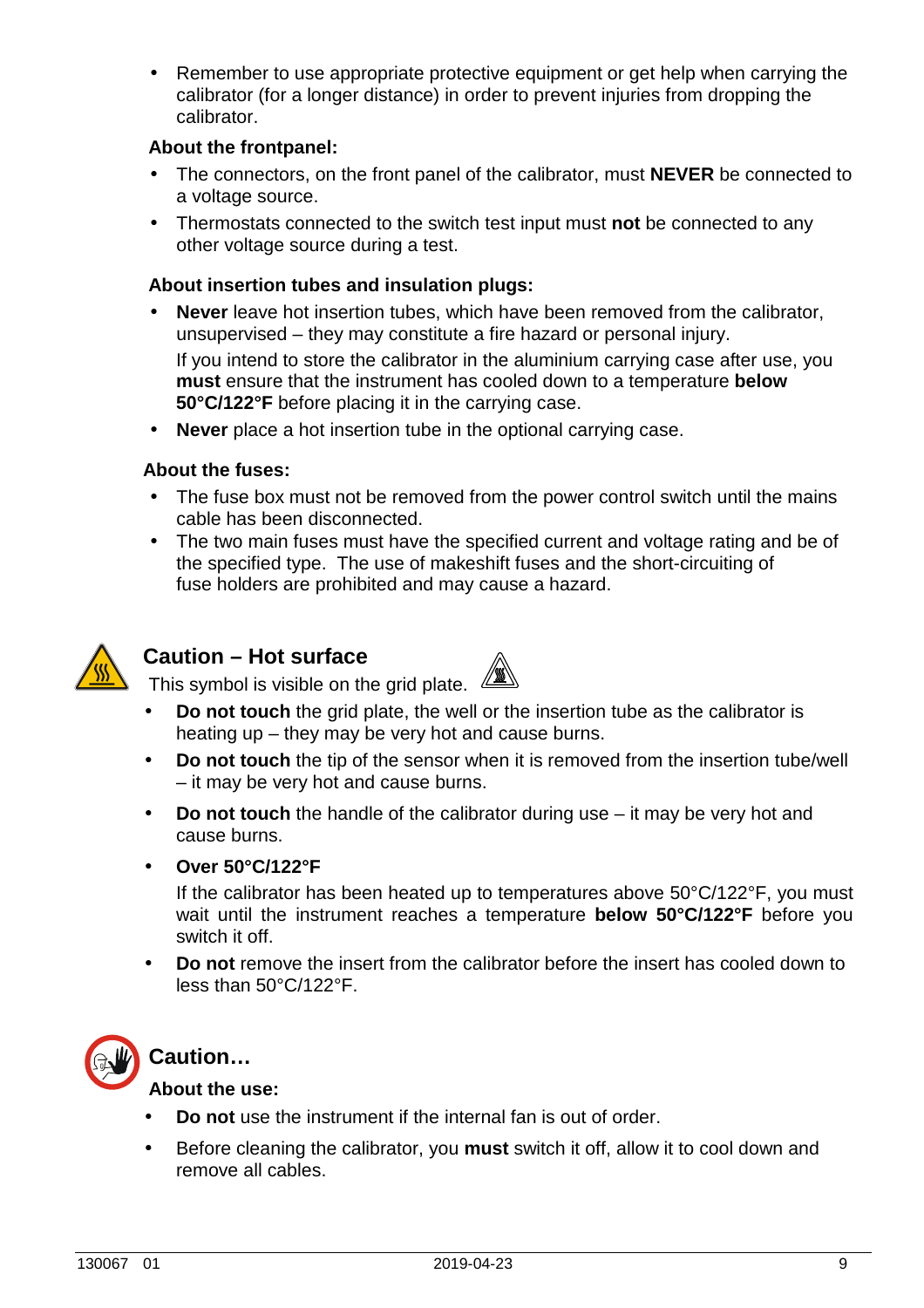- Remember to use appropriate protective equipment or get help when carrying the calibrator (for a longer distance) in order to prevent injuries from dropping the calibrator.

**About the frontpanel:**

- The connectors, on the front panel of the calibrator, must **NEVER** be connected to a voltage source.
- Thermostats connected to the switch test input must **not** be connected to any other voltage source during a test.

**About insertion tubes and insulation plugs:**

- **Never** leave hot insertion tubes, which have been removed from the calibrator, unsupervised – they may constitute a fire hazard or personal injury.

  If you intend to store the calibrator in the aluminium carrying case after use, you **must** ensure that the instrument has cooled down to a temperature **below 50°C/122°F** before placing it in the carrying case.
- **Never** place a hot insertion tube in the optional carrying case.

**About the fuses:**

- The fuse box must not be removed from the power control switch until the mains cable has been disconnected.
- The two main fuses must have the specified current and voltage rating and be of the specified type. The use of makeshift fuses and the short-circuiting of fuse holders are prohibited and may cause a hazard.

## Caution – Hot surface

This symbol is visible on the grid plate.

- **Do not touch** the grid plate, the well or the insertion tube as the calibrator is heating up – they may be very hot and cause burns.
- **Do not touch** the tip of the sensor when it is removed from the insertion tube/well – it may be very hot and cause burns.
- **Do not touch** the handle of the calibrator during use – it may be very hot and cause burns.
- **Over 50°C/122°F**

  If the calibrator has been heated up to temperatures above 50°C/122°F, you must wait until the instrument reaches a temperature **below 50°C/122°F** before you switch it off.
- **Do not** remove the insert from the calibrator before the insert has cooled down to less than 50°C/122°F.

## Caution…

**About the use:**

- **Do not** use the instrument if the internal fan is out of order.
- Before cleaning the calibrator, you **must** switch it off, allow it to cool down and remove all cables.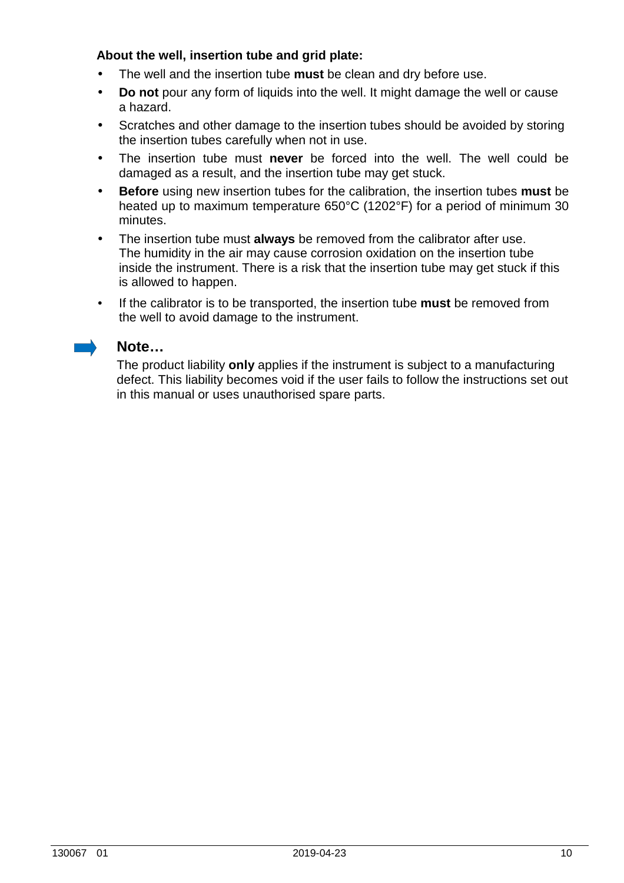**About the well, insertion tube and grid plate:**

- The well and the insertion tube **must** be clean and dry before use.
- **Do not** pour any form of liquids into the well. It might damage the well or cause a hazard.
- Scratches and other damage to the insertion tubes should be avoided by storing the insertion tubes carefully when not in use.
- The insertion tube must **never** be forced into the well. The well could be damaged as a result, and the insertion tube may get stuck.
- **Before** using new insertion tubes for the calibration, the insertion tubes **must** be heated up to maximum temperature 650°C (1202°F) for a period of minimum 30 minutes.
- The insertion tube must **always** be removed from the calibrator after use. The humidity in the air may cause corrosion oxidation on the insertion tube inside the instrument. There is a risk that the insertion tube may get stuck if this is allowed to happen.
- If the calibrator is to be transported, the insertion tube **must** be removed from the well to avoid damage to the instrument.

### Note…

The product liability **only** applies if the instrument is subject to a manufacturing defect. This liability becomes void if the user fails to follow the instructions set out in this manual or uses unauthorised spare parts.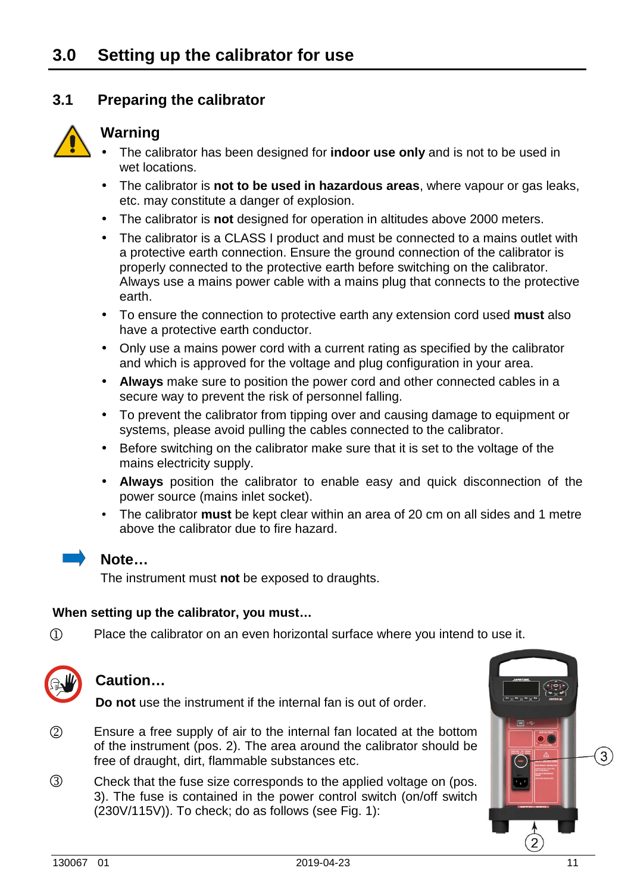# 3.0 Setting up the calibrator for use

## 3.1 Preparing the calibrator

### Warning

- The calibrator has been designed for **indoor use only** and is not to be used in wet locations.
- The calibrator is **not to be used in hazardous areas**, where vapour or gas leaks, etc. may constitute a danger of explosion.
- The calibrator is **not** designed for operation in altitudes above 2000 meters.
- The calibrator is a CLASS I product and must be connected to a mains outlet with a protective earth connection. Ensure the ground connection of the calibrator is properly connected to the protective earth before switching on the calibrator. Always use a mains power cable with a mains plug that connects to the protective earth.
- To ensure the connection to protective earth any extension cord used **must** also have a protective earth conductor.
- Only use a mains power cord with a current rating as specified by the calibrator and which is approved for the voltage and plug configuration in your area.
- **Always** make sure to position the power cord and other connected cables in a secure way to prevent the risk of personnel falling.
- To prevent the calibrator from tipping over and causing damage to equipment or systems, please avoid pulling the cables connected to the calibrator.
- Before switching on the calibrator make sure that it is set to the voltage of the mains electricity supply.
- **Always** position the calibrator to enable easy and quick disconnection of the power source (mains inlet socket).
- The calibrator **must** be kept clear within an area of 20 cm on all sides and 1 metre above the calibrator due to fire hazard.

### Note…

The instrument must **not** be exposed to draughts.

**When setting up the calibrator, you must…**

① Place the calibrator on an even horizontal surface where you intend to use it.

### Caution…

**Do not** use the instrument if the internal fan is out of order.

② Ensure a free supply of air to the internal fan located at the bottom of the instrument (pos. 2). The area around the calibrator should be free of draught, dirt, flammable substances etc.

③ Check that the fuse size corresponds to the applied voltage on (pos. 3). The fuse is contained in the power control switch (on/off switch (230V/115V)). To check; do as follows (see Fig. 1):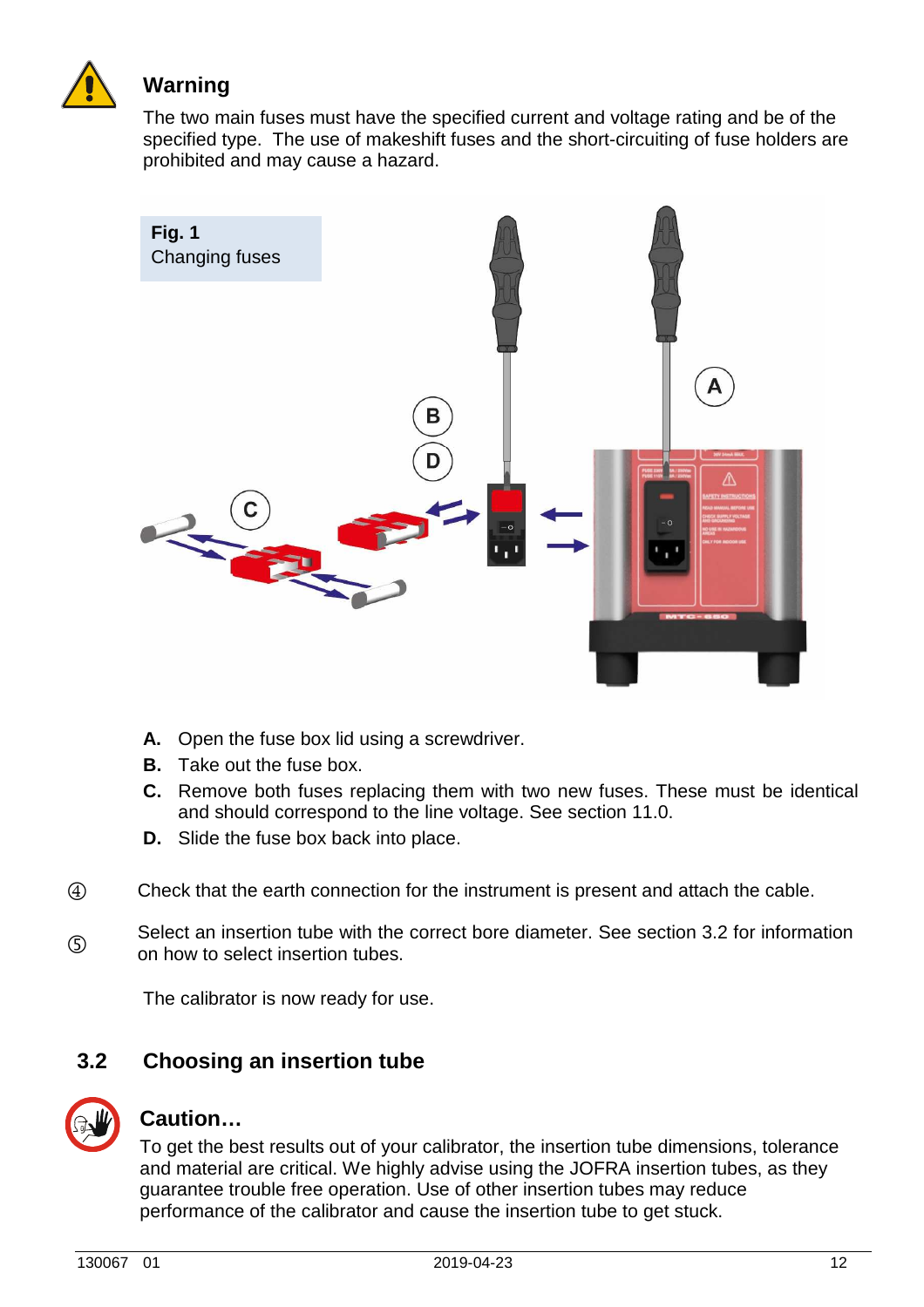**Warning**

The two main fuses must have the specified current and voltage rating and be of the specified type. The use of makeshift fuses and the short-circuiting of fuse holders are prohibited and may cause a hazard.

**Fig. 1**
Changing fuses

- **A.** Open the fuse box lid using a screwdriver.
- **B.** Take out the fuse box.
- **C.** Remove both fuses replacing them with two new fuses. These must be identical and should correspond to the line voltage. See section 11.0.
- **D.** Slide the fuse box back into place.

④ Check that the earth connection for the instrument is present and attach the cable.

⑤ Select an insertion tube with the correct bore diameter. See section 3.2 for information on how to select insertion tubes.

The calibrator is now ready for use.

## 3.2 Choosing an insertion tube

**Caution…**

To get the best results out of your calibrator, the insertion tube dimensions, tolerance and material are critical. We highly advise using the JOFRA insertion tubes, as they guarantee trouble free operation. Use of other insertion tubes may reduce performance of the calibrator and cause the insertion tube to get stuck.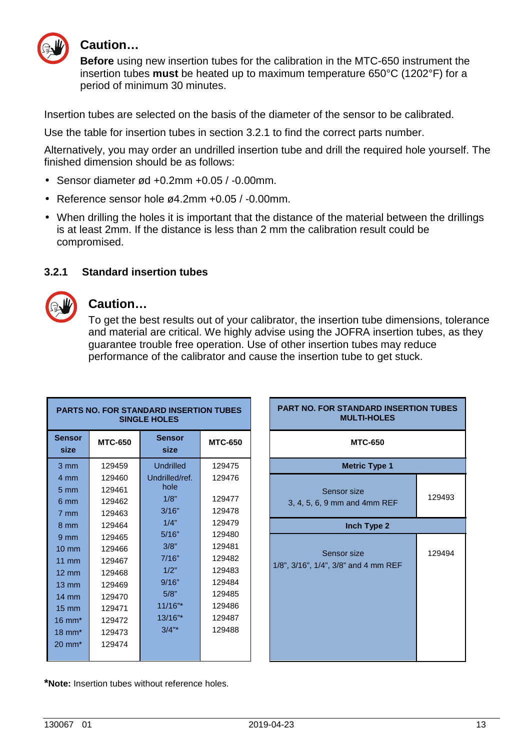**Caution…**

**Before** using new insertion tubes for the calibration in the MTC-650 instrument the insertion tubes **must** be heated up to maximum temperature 650°C (1202°F) for a period of minimum 30 minutes.

Insertion tubes are selected on the basis of the diameter of the sensor to be calibrated.

Use the table for insertion tubes in section 3.2.1 to find the correct parts number.

Alternatively, you may order an undrilled insertion tube and drill the required hole yourself. The finished dimension should be as follows:

- Sensor diameter ød +0.2mm +0.05 / -0.00mm.
- Reference sensor hole ø4.2mm +0.05 / -0.00mm.
- When drilling the holes it is important that the distance of the material between the drillings is at least 2mm. If the distance is less than 2 mm the calibration result could be compromised.

### 3.2.1 Standard insertion tubes

**Caution…**

To get the best results out of your calibrator, the insertion tube dimensions, tolerance and material are critical. We highly advise using the JOFRA insertion tubes, as they guarantee trouble free operation. Use of other insertion tubes may reduce performance of the calibrator and cause the insertion tube to get stuck.

**PARTS NO. FOR STANDARD INSERTION TUBES SINGLE HOLES**

| Sensor size | MTC-650 | Sensor size | MTC-650 |
|---|---|---|---|
| 3 mm | 129459 | Undrilled | 129475 |
| 4 mm | 129460 | Undrilled/ref. hole | 129476 |
| 5 mm | 129461 | 1/8" | 129477 |
| 6 mm | 129462 | 3/16" | 129478 |
| 7 mm | 129463 | 1/4" | 129479 |
| 8 mm | 129464 | 5/16" | 129480 |
| 9 mm | 129465 | 3/8" | 129481 |
| 10 mm | 129466 | 7/16" | 129482 |
| 11 mm | 129467 | 1/2" | 129483 |
| 12 mm | 129468 | 9/16" | 129484 |
| 13 mm | 129469 | 5/8" | 129485 |
| 14 mm | 129470 | 11/16"* | 129486 |
| 15 mm | 129471 | 13/16"* | 129487 |
| 16 mm* | 129472 | 3/4"* | 129488 |
| 18 mm* | 129473 | | |
| 20 mm* | 129474 | | |

**PART NO. FOR STANDARD INSERTION TUBES MULTI-HOLES**

| MTC-650 | |
|---|---|
| **Metric Type 1** | |
| Sensor size 3, 4, 5, 6, 9 mm and 4mm REF | 129493 |
| **Inch Type 2** | |
| Sensor size 1/8", 3/16", 1/4", 3/8" and 4 mm REF | 129494 |

***Note:** Insertion tubes without reference holes.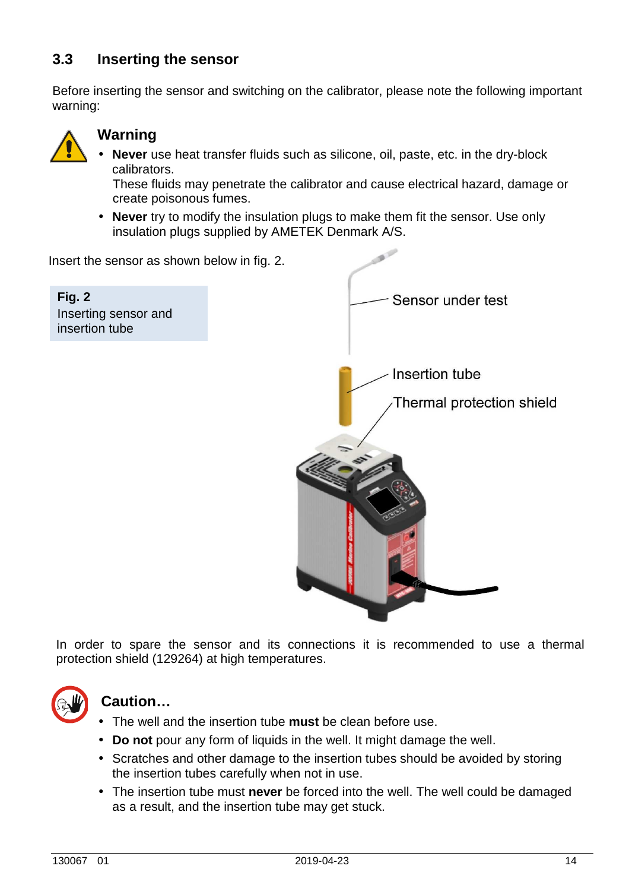## 3.3 Inserting the sensor

Before inserting the sensor and switching on the calibrator, please note the following important warning:

### Warning

- **Never** use heat transfer fluids such as silicone, oil, paste, etc. in the dry-block calibrators.
  These fluids may penetrate the calibrator and cause electrical hazard, damage or create poisonous fumes.
- **Never** try to modify the insulation plugs to make them fit the sensor. Use only insulation plugs supplied by AMETEK Denmark A/S.

Insert the sensor as shown below in fig. 2.

**Fig. 2**
Inserting sensor and insertion tube

Sensor under test

Insertion tube

Thermal protection shield

In order to spare the sensor and its connections it is recommended to use a thermal protection shield (129264) at high temperatures.

### Caution…

- The well and the insertion tube **must** be clean before use.
- **Do not** pour any form of liquids in the well. It might damage the well.
- Scratches and other damage to the insertion tubes should be avoided by storing the insertion tubes carefully when not in use.
- The insertion tube must **never** be forced into the well. The well could be damaged as a result, and the insertion tube may get stuck.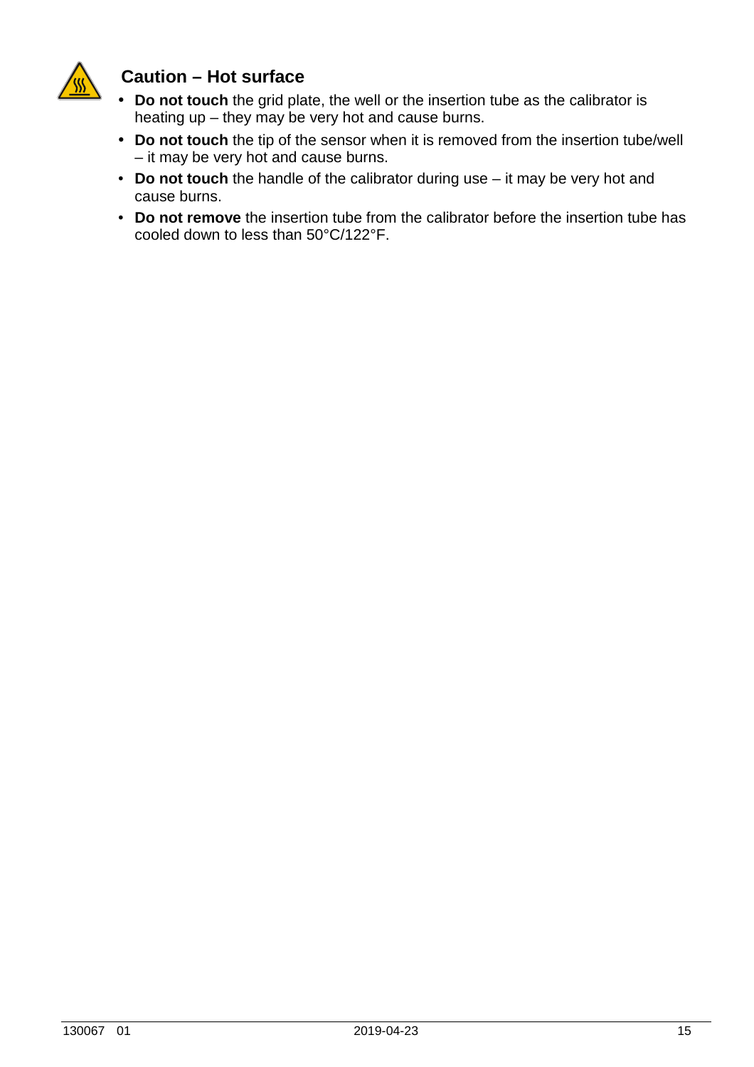## Caution – Hot surface

- **Do not touch** the grid plate, the well or the insertion tube as the calibrator is heating up – they may be very hot and cause burns.
- **Do not touch** the tip of the sensor when it is removed from the insertion tube/well – it may be very hot and cause burns.
- **Do not touch** the handle of the calibrator during use – it may be very hot and cause burns.
- **Do not remove** the insertion tube from the calibrator before the insertion tube has cooled down to less than 50°C/122°F.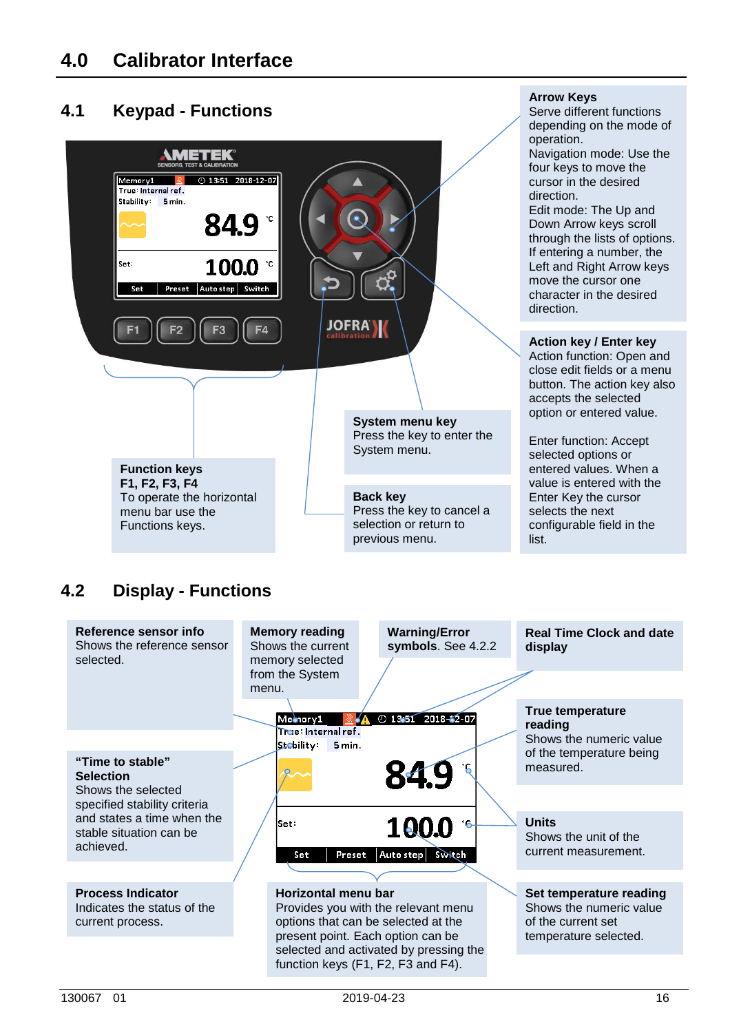# 4.0 Calibrator Interface

## 4.1 Keypad - Functions

**Arrow Keys**
Serve different functions depending on the mode of operation.
Navigation mode: Use the four keys to move the cursor in the desired direction.
Edit mode: The Up and Down Arrow keys scroll through the lists of options. If entering a number, the Left and Right Arrow keys move the cursor one character in the desired direction.

**Action key / Enter key**
Action function: Open and close edit fields or a menu button. The action key also accepts the selected option or entered value.

Enter function: Accept selected options or entered values. When a value is entered with the Enter Key the cursor selects the next configurable field in the list.

**System menu key**
Press the key to enter the System menu.

**Back key**
Press the key to cancel a selection or return to previous menu.

**Function keys**
**F1, F2, F3, F4**
To operate the horizontal menu bar use the Functions keys.

## 4.2 Display - Functions

**Reference sensor info**
Shows the reference sensor selected.

**Memory reading**
Shows the current memory selected from the System menu.

**Warning/Error symbols**. See 4.2.2

**Real Time Clock and date display**

**True temperature reading**
Shows the numeric value of the temperature being measured.

**"Time to stable" Selection**
Shows the selected specified stability criteria and states a time when the stable situation can be achieved.

**Units**
Shows the unit of the current measurement.

**Process Indicator**
Indicates the status of the current process.

**Horizontal menu bar**
Provides you with the relevant menu options that can be selected at the present point. Each option can be selected and activated by pressing the function keys (F1, F2, F3 and F4).

**Set temperature reading**
Shows the numeric value of the current set temperature selected.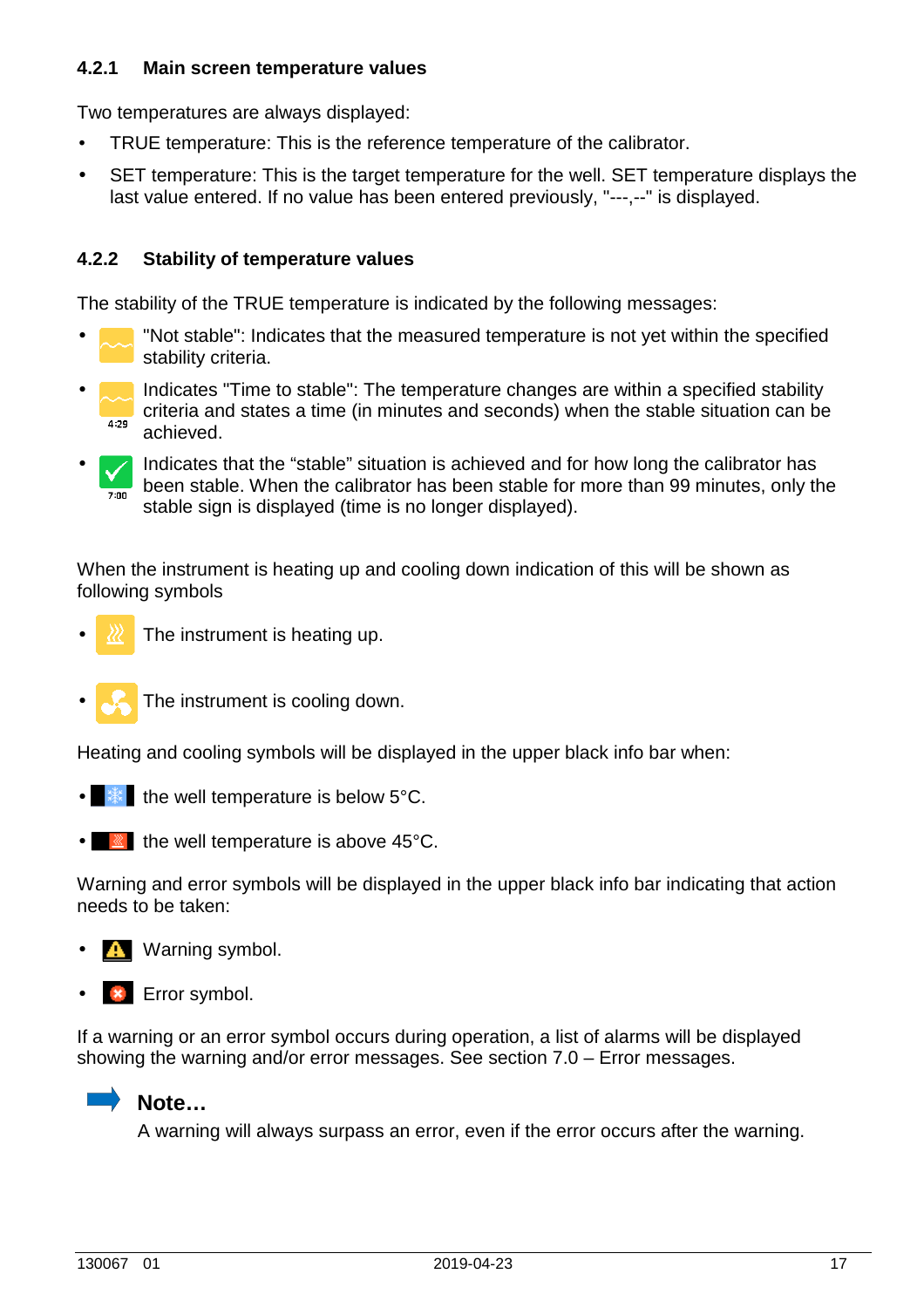### 4.2.1 Main screen temperature values

Two temperatures are always displayed:

- TRUE temperature: This is the reference temperature of the calibrator.
- SET temperature: This is the target temperature for the well. SET temperature displays the last value entered. If no value has been entered previously, "---,--" is displayed.

### 4.2.2 Stability of temperature values

The stability of the TRUE temperature is indicated by the following messages:

- "Not stable": Indicates that the measured temperature is not yet within the specified stability criteria.
- 4:29 Indicates "Time to stable": The temperature changes are within a specified stability criteria and states a time (in minutes and seconds) when the stable situation can be achieved.
- 7:00 Indicates that the “stable” situation is achieved and for how long the calibrator has been stable. When the calibrator has been stable for more than 99 minutes, only the stable sign is displayed (time is no longer displayed).

When the instrument is heating up and cooling down indication of this will be shown as following symbols

- The instrument is heating up.
- The instrument is cooling down.

Heating and cooling symbols will be displayed in the upper black info bar when:

- the well temperature is below 5°C.
- the well temperature is above 45°C.

Warning and error symbols will be displayed in the upper black info bar indicating that action needs to be taken:

- Warning symbol.
- Error symbol.

If a warning or an error symbol occurs during operation, a list of alarms will be displayed showing the warning and/or error messages. See section 7.0 – Error messages.

**Note…**

A warning will always surpass an error, even if the error occurs after the warning.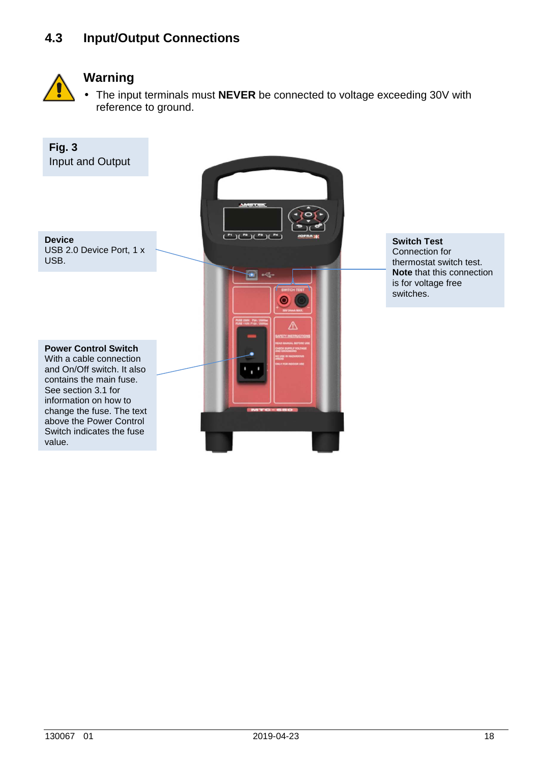## 4.3 Input/Output Connections

### Warning

- The input terminals must **NEVER** be connected to voltage exceeding 30V with reference to ground.

**Fig. 3**
Input and Output

**Device**
USB 2.0 Device Port, 1 x USB.

**Switch Test**
Connection for thermostat switch test. **Note** that this connection is for voltage free switches.

**Power Control Switch**
With a cable connection and On/Off switch. It also contains the main fuse. See section 3.1 for information on how to change the fuse. The text above the Power Control Switch indicates the fuse value.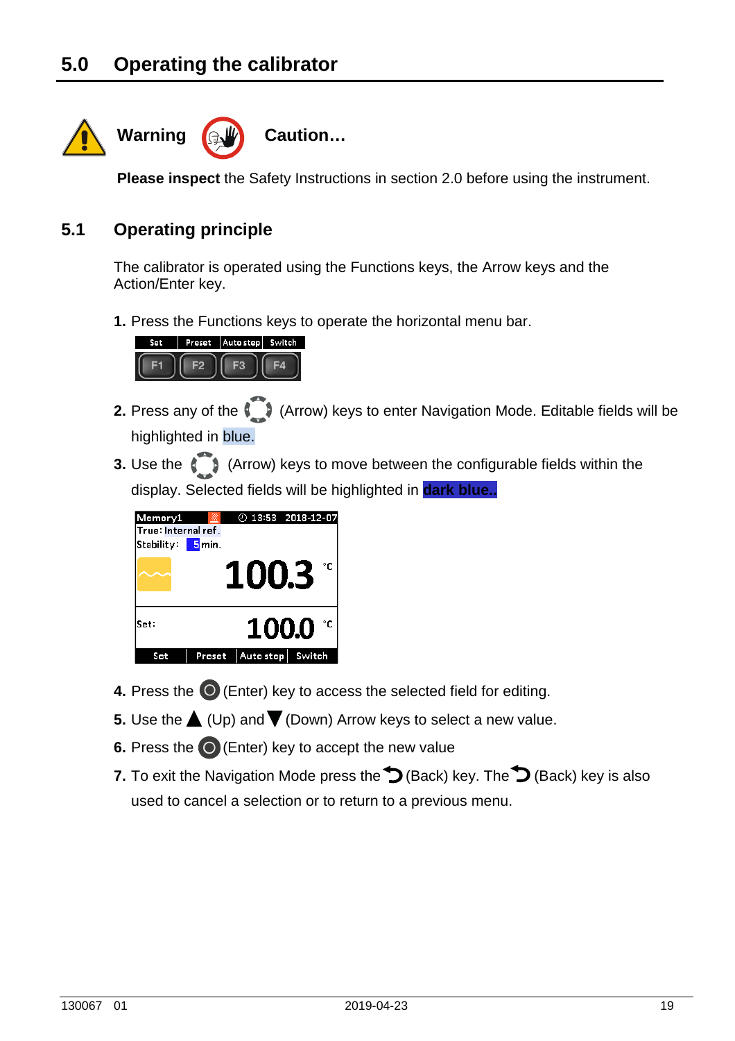## 5.0 Operating the calibrator

Warning Caution…

**Please inspect** the Safety Instructions in section 2.0 before using the instrument.

### 5.1 Operating principle

The calibrator is operated using the Functions keys, the Arrow keys and the Action/Enter key.

**1.** Press the Functions keys to operate the horizontal menu bar.

**2.** Press any of the (Arrow) keys to enter Navigation Mode. Editable fields will be highlighted in blue.

**3.** Use the (Arrow) keys to move between the configurable fields within the display. Selected fields will be highlighted in **dark blue..**

**4.** Press the (Enter) key to access the selected field for editing.

**5.** Use the (Up) and (Down) Arrow keys to select a new value.

**6.** Press the (Enter) key to accept the new value

**7.** To exit the Navigation Mode press the (Back) key. The (Back) key is also used to cancel a selection or to return to a previous menu.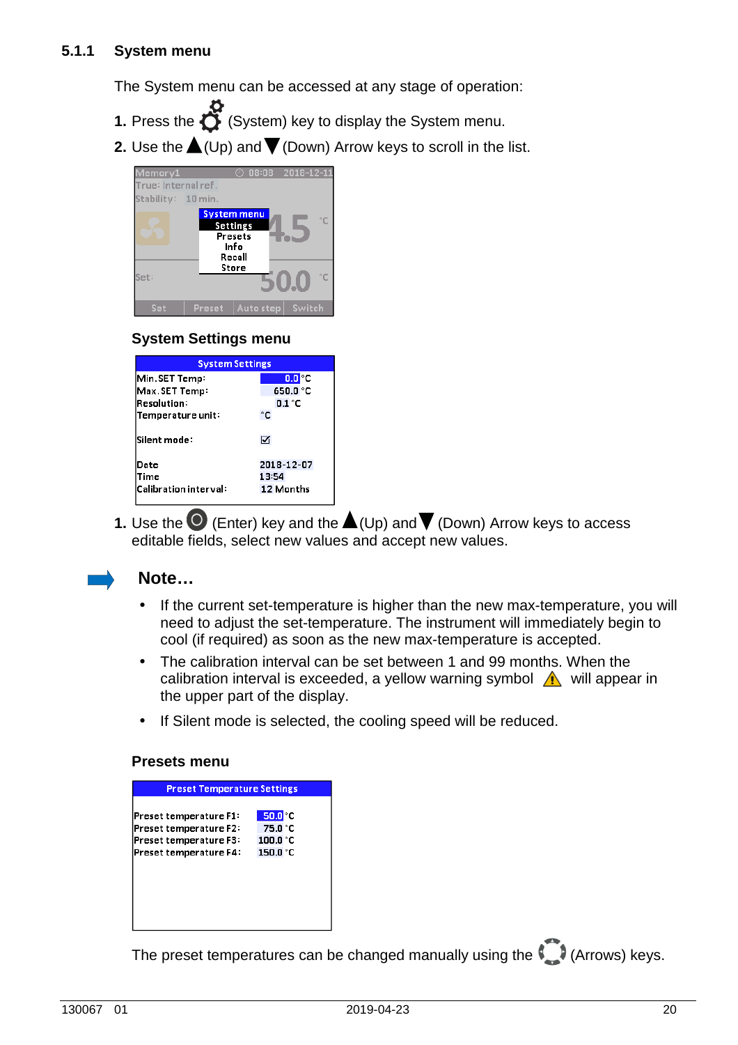### 5.1.1 System menu

The System menu can be accessed at any stage of operation:

1. Press the (System) key to display the System menu.
2. Use the ▲(Up) and ▼(Down) Arrow keys to scroll in the list.

**System Settings menu**

1. Use the (Enter) key and the ▲(Up) and ▼(Down) Arrow keys to access editable fields, select new values and accept new values.

## Note…

- If the current set-temperature is higher than the new max-temperature, you will need to adjust the set-temperature. The instrument will immediately begin to cool (if required) as soon as the new max-temperature is accepted.
- The calibration interval can be set between 1 and 99 months. When the calibration interval is exceeded, a yellow warning symbol ⚠ will appear in the upper part of the display.
- If Silent mode is selected, the cooling speed will be reduced.

**Presets menu**

The preset temperatures can be changed manually using the (Arrows) keys.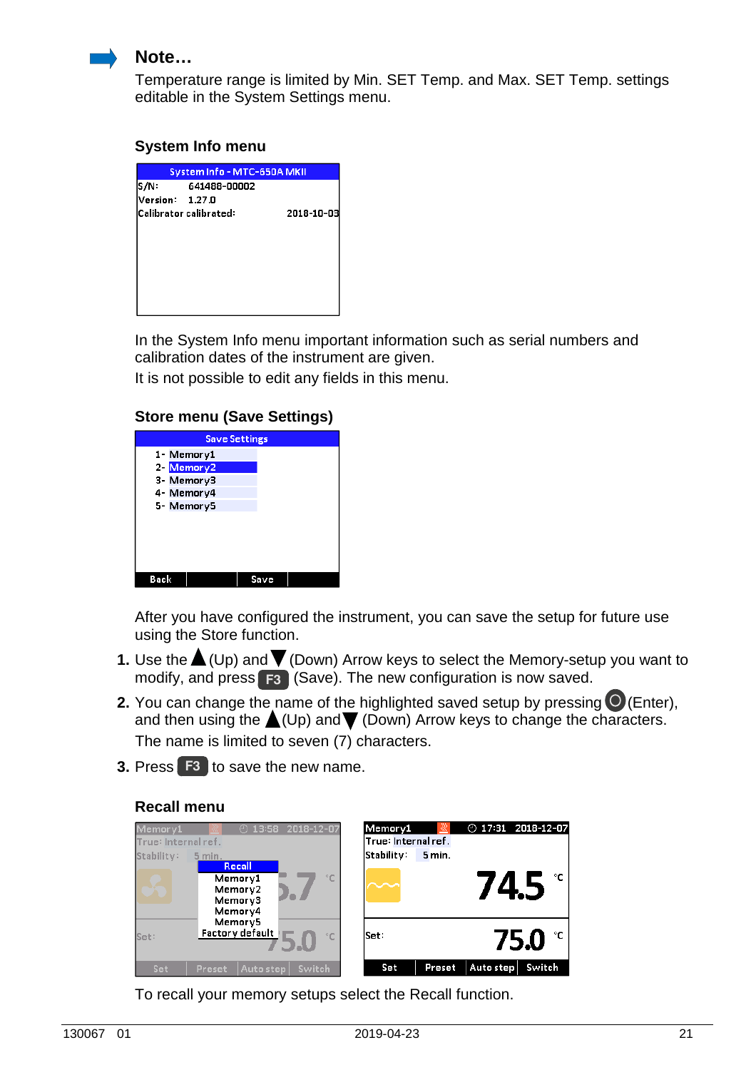**Note…**

Temperature range is limited by Min. SET Temp. and Max. SET Temp. settings editable in the System Settings menu.

### System Info menu

In the System Info menu important information such as serial numbers and calibration dates of the instrument are given.

It is not possible to edit any fields in this menu.

### Store menu (Save Settings)

After you have configured the instrument, you can save the setup for future use using the Store function.

1. Use the ▲ (Up) and ▼ (Down) Arrow keys to select the Memory-setup you want to modify, and press F3 (Save). The new configuration is now saved.
2. You can change the name of the highlighted saved setup by pressing ◯ (Enter), and then using the ▲ (Up) and ▼ (Down) Arrow keys to change the characters. The name is limited to seven (7) characters.
3. Press F3 to save the new name.

### Recall menu

To recall your memory setups select the Recall function.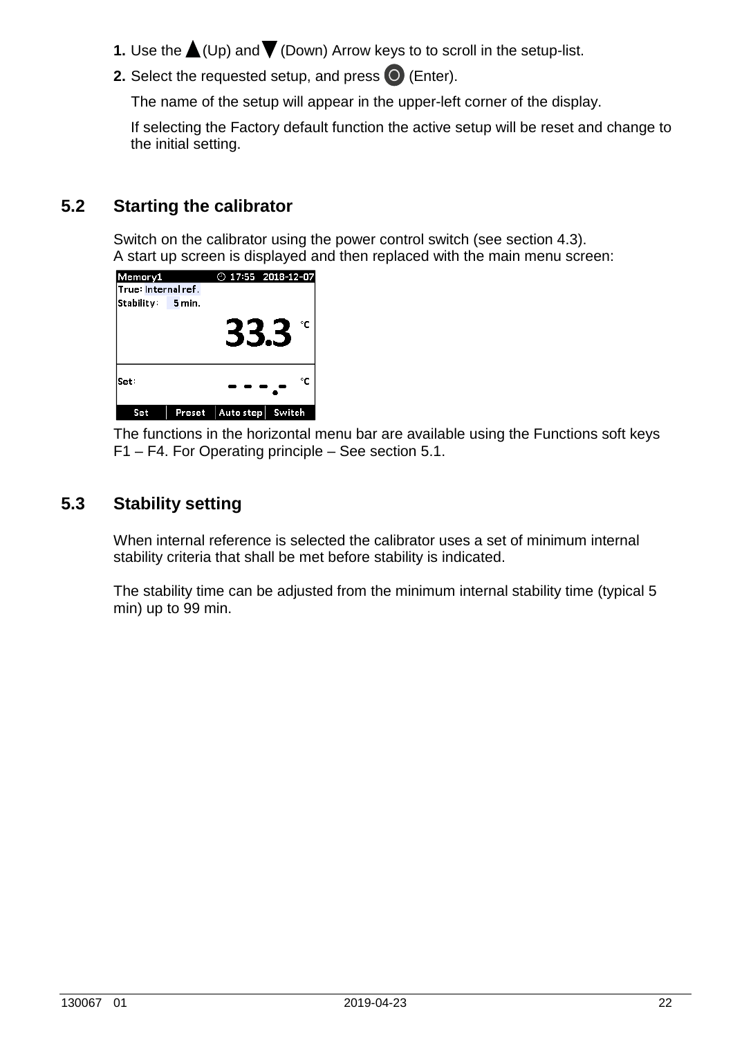1. Use the ▲ (Up) and ▼ (Down) Arrow keys to to scroll in the setup-list.
2. Select the requested setup, and press ◯ (Enter).

   The name of the setup will appear in the upper-left corner of the display.

   If selecting the Factory default function the active setup will be reset and change to the initial setting.

## 5.2 Starting the calibrator

Switch on the calibrator using the power control switch (see section 4.3).
A start up screen is displayed and then replaced with the main menu screen:

The functions in the horizontal menu bar are available using the Functions soft keys F1 – F4. For Operating principle – See section 5.1.

## 5.3 Stability setting

When internal reference is selected the calibrator uses a set of minimum internal stability criteria that shall be met before stability is indicated.

The stability time can be adjusted from the minimum internal stability time (typical 5 min) up to 99 min.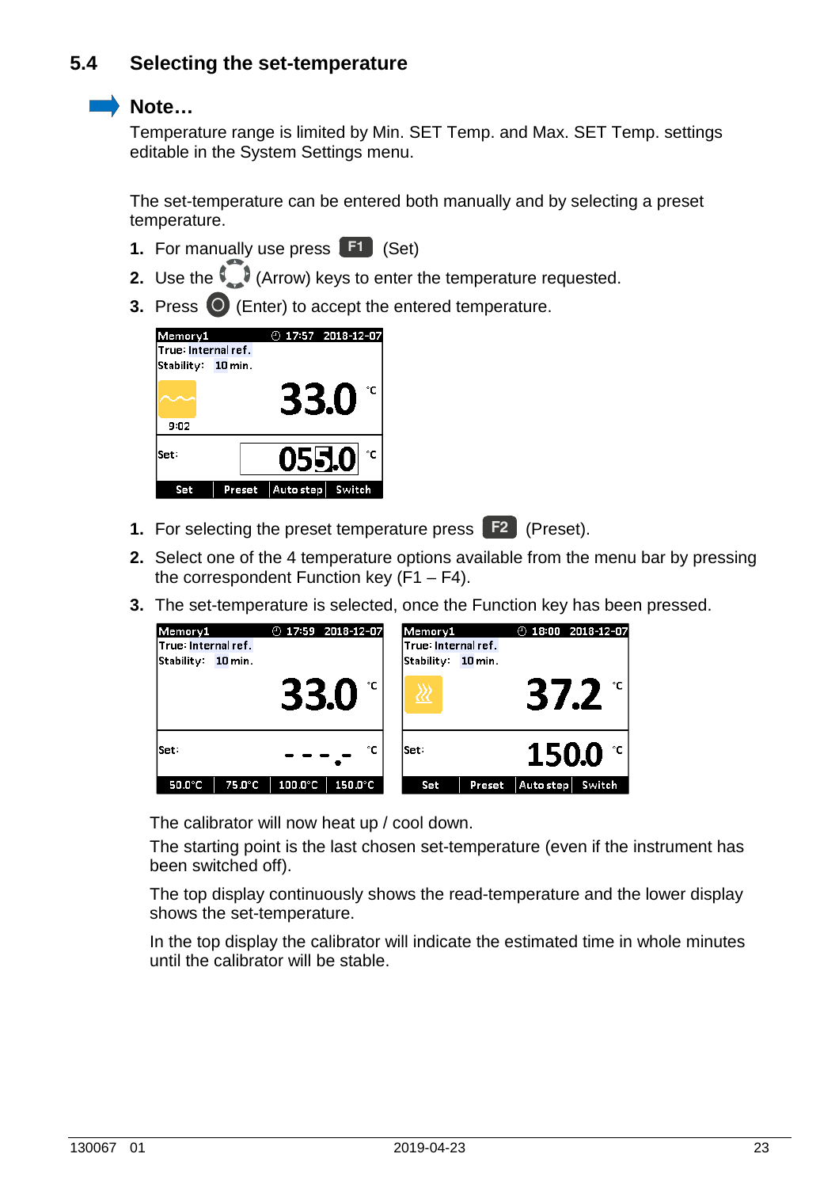## 5.4 Selecting the set-temperature

**Note…**

Temperature range is limited by Min. SET Temp. and Max. SET Temp. settings editable in the System Settings menu.

The set-temperature can be entered both manually and by selecting a preset temperature.

1. For manually use press **F1** (Set)
2. Use the (Arrow) keys to enter the temperature requested.
3. Press (Enter) to accept the entered temperature.

1. For selecting the preset temperature press **F2** (Preset).
2. Select one of the 4 temperature options available from the menu bar by pressing the correspondent Function key (F1 – F4).
3. The set-temperature is selected, once the Function key has been pressed.

The calibrator will now heat up / cool down.

The starting point is the last chosen set-temperature (even if the instrument has been switched off).

The top display continuously shows the read-temperature and the lower display shows the set-temperature.

In the top display the calibrator will indicate the estimated time in whole minutes until the calibrator will be stable.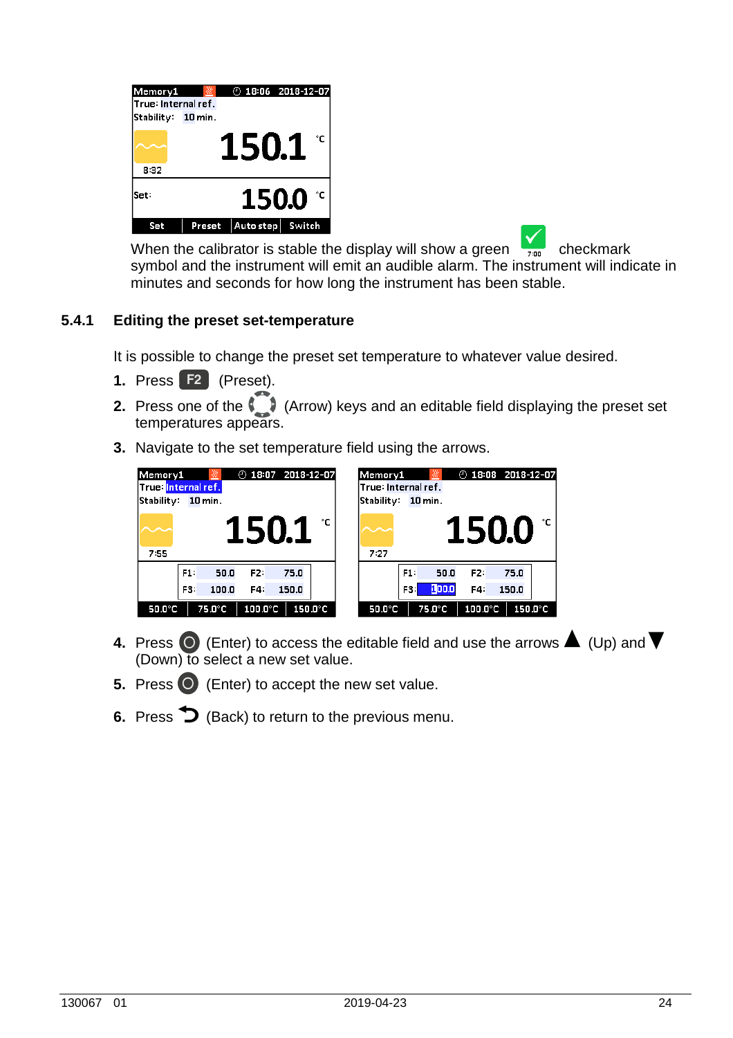When the calibrator is stable the display will show a green checkmark symbol and the instrument will emit an audible alarm. The instrument will indicate in minutes and seconds for how long the instrument has been stable.

### 5.4.1 Editing the preset set-temperature

It is possible to change the preset set temperature to whatever value desired.

1. Press **F2** (Preset).
2. Press one of the (Arrow) keys and an editable field displaying the preset set temperatures appears.
3. Navigate to the set temperature field using the arrows.
4. Press (Enter) to access the editable field and use the arrows ▲ (Up) and ▼ (Down) to select a new set value.
5. Press (Enter) to accept the new set value.
6. Press (Back) to return to the previous menu.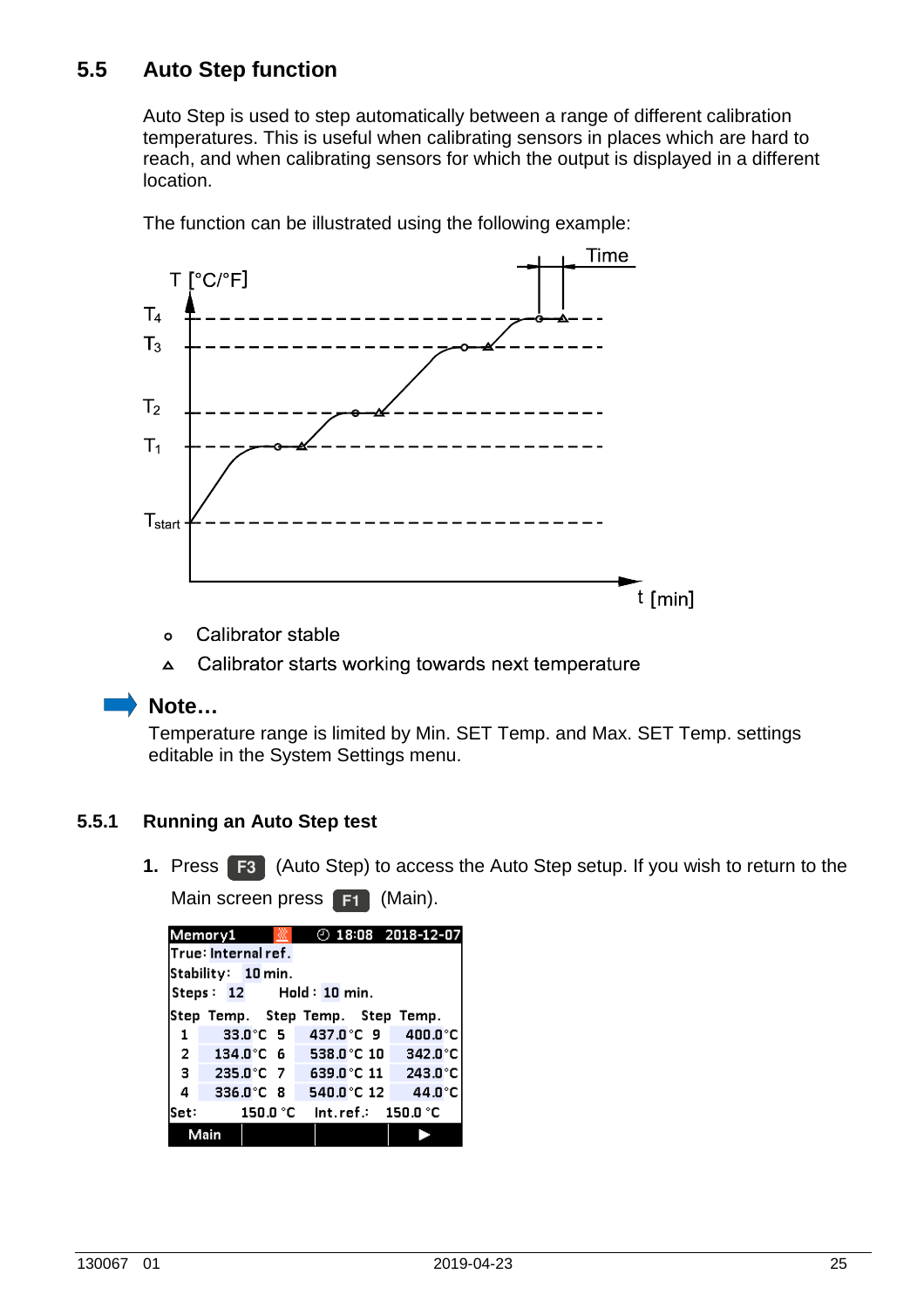## 5.5 Auto Step function

Auto Step is used to step automatically between a range of different calibration temperatures. This is useful when calibrating sensors in places which are hard to reach, and when calibrating sensors for which the output is displayed in a different location.

The function can be illustrated using the following example:

o Calibrator stable

△ Calibrator starts working towards next temperature

**Note…**

Temperature range is limited by Min. SET Temp. and Max. SET Temp. settings editable in the System Settings menu.

### 5.5.1 Running an Auto Step test

1. Press **F3** (Auto Step) to access the Auto Step setup. If you wish to return to the Main screen press **F1** (Main).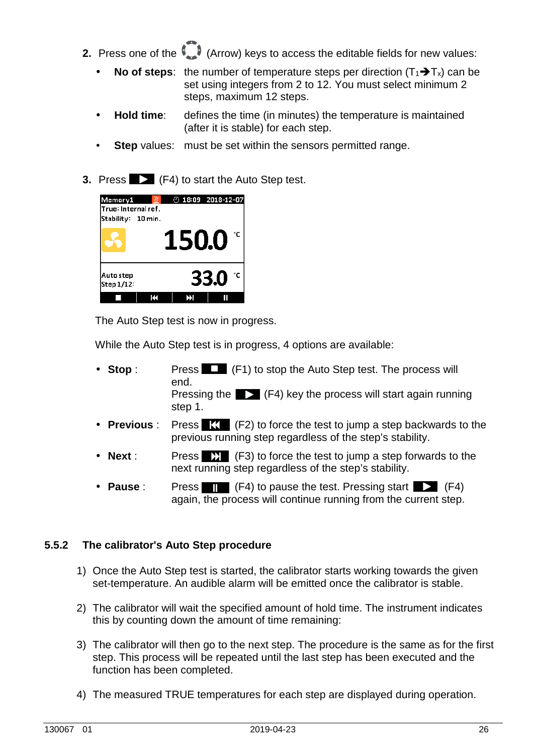2. Press one of the (Arrow) keys to access the editable fields for new values:
   - **No of steps**: the number of temperature steps per direction ($T_1 \rightarrow T_x$) can be set using integers from 2 to 12. You must select minimum 2 steps, maximum 12 steps.
   - **Hold time**: defines the time (in minutes) the temperature is maintained (after it is stable) for each step.
   - **Step** values: must be set within the sensors permitted range.

3. Press ▶ (F4) to start the Auto Step test.

The Auto Step test is now in progress.

While the Auto Step test is in progress, 4 options are available:

- **Stop** : Press ■ (F1) to stop the Auto Step test. The process will end. Pressing the ▶ (F4) key the process will start again running step 1.
- **Previous** : Press ⏮ (F2) to force the test to jump a step backwards to the previous running step regardless of the step's stability.
- **Next** : Press ⏭ (F3) to force the test to jump a step forwards to the next running step regardless of the step's stability.
- **Pause** : Press ⏸ (F4) to pause the test. Pressing start ▶ (F4) again, the process will continue running from the current step.

### 5.5.2 The calibrator's Auto Step procedure

1) Once the Auto Step test is started, the calibrator starts working towards the given set-temperature. An audible alarm will be emitted once the calibrator is stable.
2) The calibrator will wait the specified amount of hold time. The instrument indicates this by counting down the amount of time remaining:
3) The calibrator will then go to the next step. The procedure is the same as for the first step. This process will be repeated until the last step has been executed and the function has been completed.
4) The measured TRUE temperatures for each step are displayed during operation.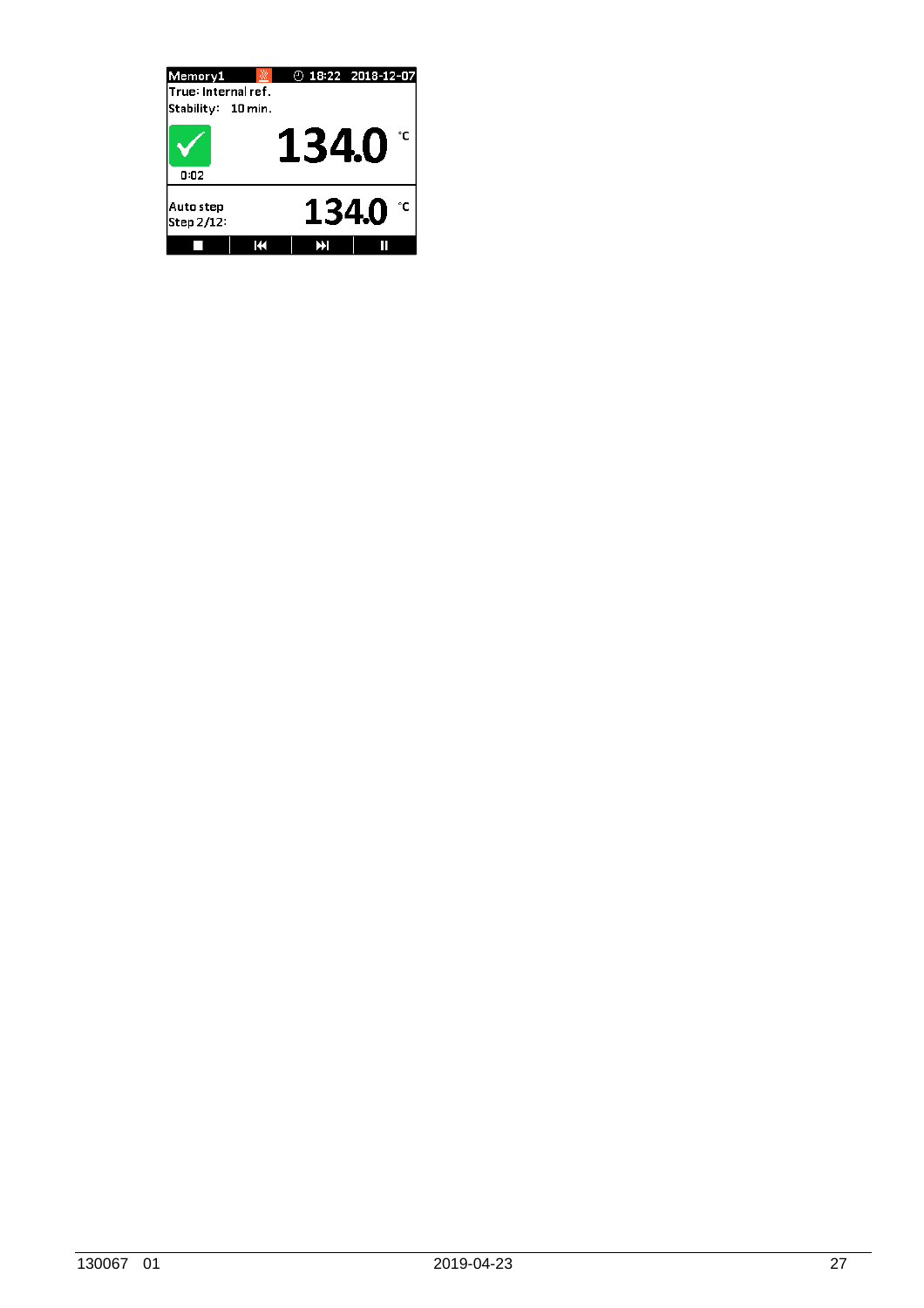Memory1 ⏱ 18:22 2018-12-07

True: Internal ref.

Stability: 10 min.

0:02

134.0 °C

Auto step

Step 2/12:

134.0 °C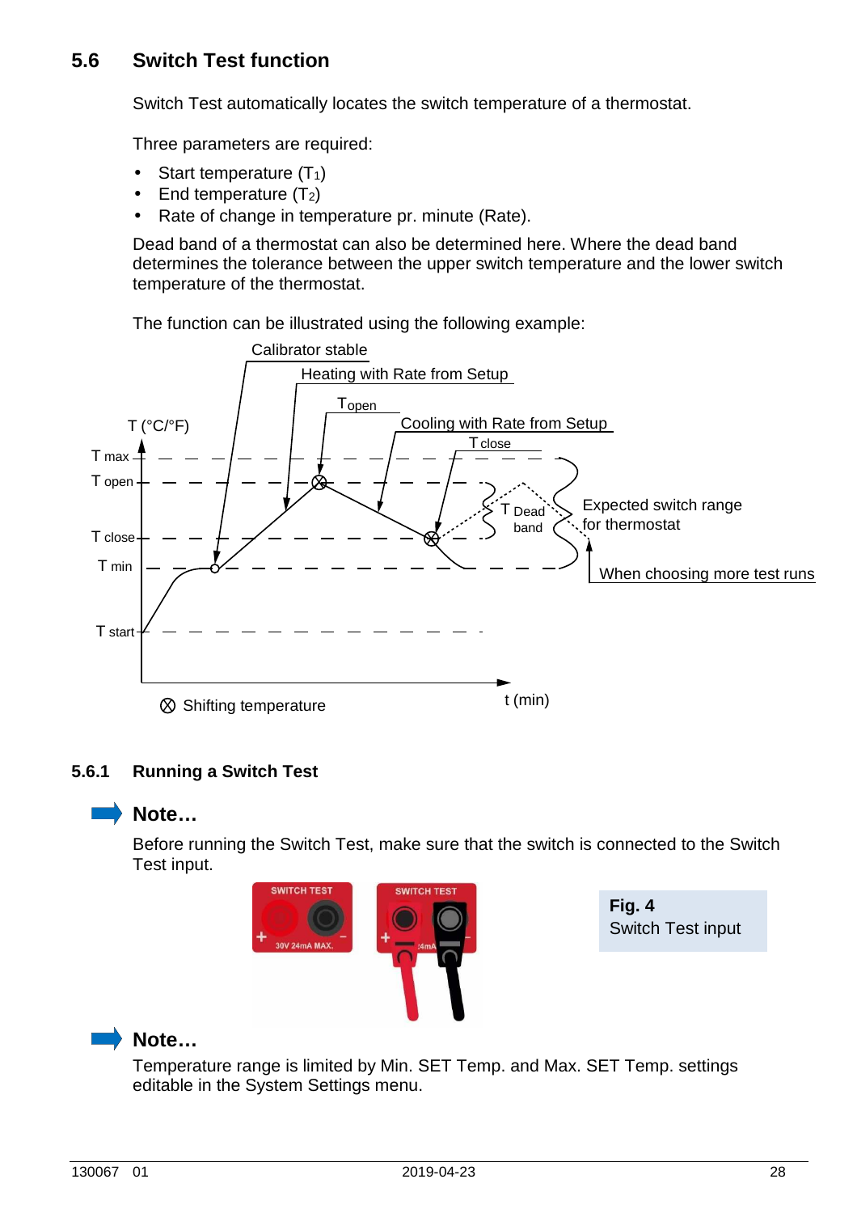## 5.6 Switch Test function

Switch Test automatically locates the switch temperature of a thermostat.

Three parameters are required:

- Start temperature ($T_1$)
- End temperature ($T_2$)
- Rate of change in temperature pr. minute (Rate).

Dead band of a thermostat can also be determined here. Where the dead band determines the tolerance between the upper switch temperature and the lower switch temperature of the thermostat.

The function can be illustrated using the following example:

### 5.6.1 Running a Switch Test

**Note…**

Before running the Switch Test, make sure that the switch is connected to the Switch Test input.

**Fig. 4**
Switch Test input

**Note…**

Temperature range is limited by Min. SET Temp. and Max. SET Temp. settings editable in the System Settings menu.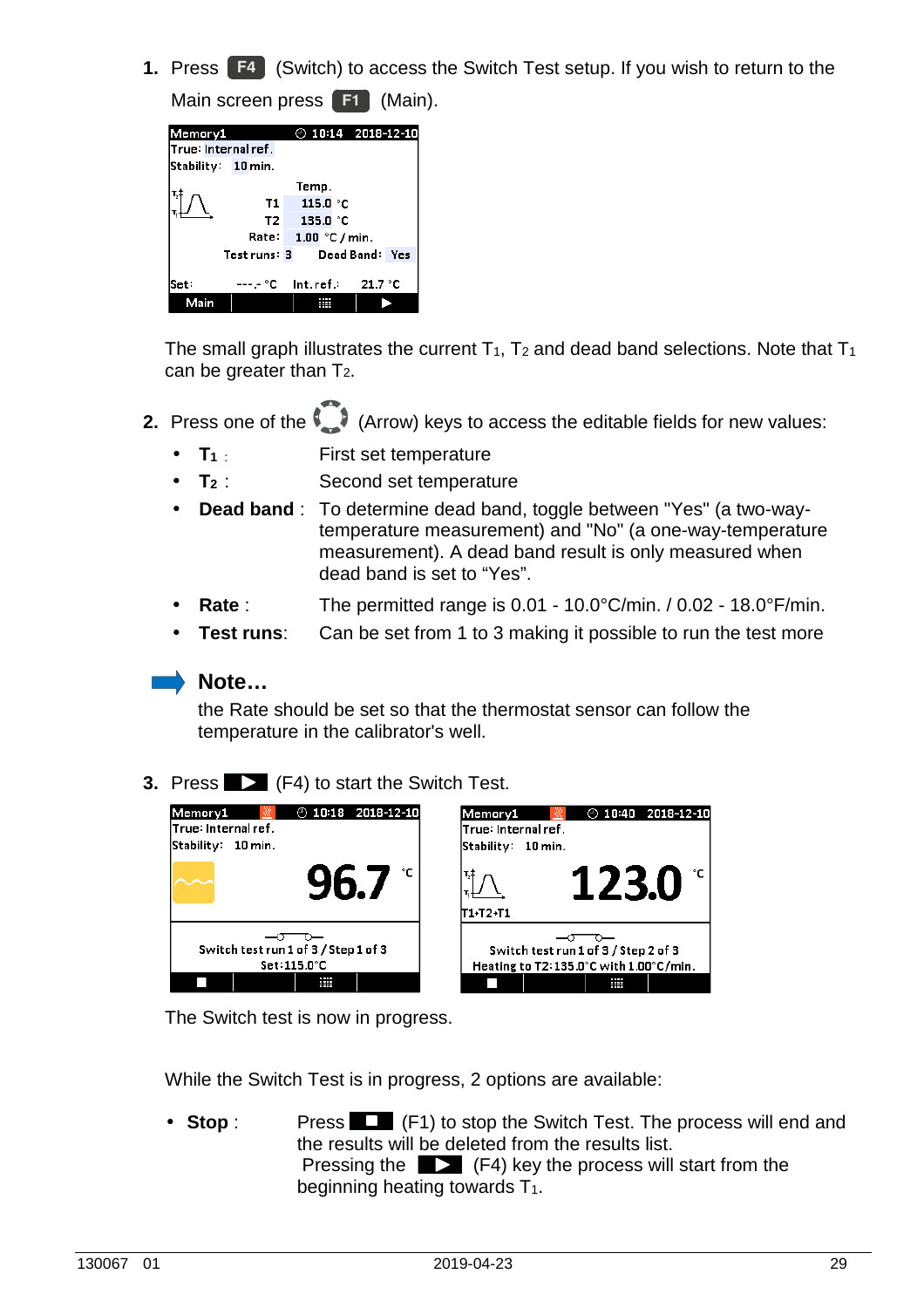1. Press **F4** (Switch) to access the Switch Test setup. If you wish to return to the Main screen press **F1** (Main).

The small graph illustrates the current $T_1$, $T_2$ and dead band selections. Note that $T_1$ can be greater than $T_2$.

2. Press one of the (Arrow) keys to access the editable fields for new values:

   - **$T_1$** : First set temperature
   - **$T_2$** : Second set temperature
   - **Dead band** : To determine dead band, toggle between "Yes" (a two-way-temperature measurement) and "No" (a one-way-temperature measurement). A dead band result is only measured when dead band is set to "Yes".
   - **Rate** : The permitted range is 0.01 - 10.0°C/min. / 0.02 - 18.0°F/min.
   - **Test runs**: Can be set from 1 to 3 making it possible to run the test more

**Note…**

the Rate should be set so that the thermostat sensor can follow the temperature in the calibrator's well.

3. Press ▶ (F4) to start the Switch Test.

The Switch test is now in progress.

While the Switch Test is in progress, 2 options are available:

- **Stop** : Press ■ (F1) to stop the Switch Test. The process will end and the results will be deleted from the results list.
  Pressing the ▶ (F4) key the process will start from the beginning heating towards $T_1$.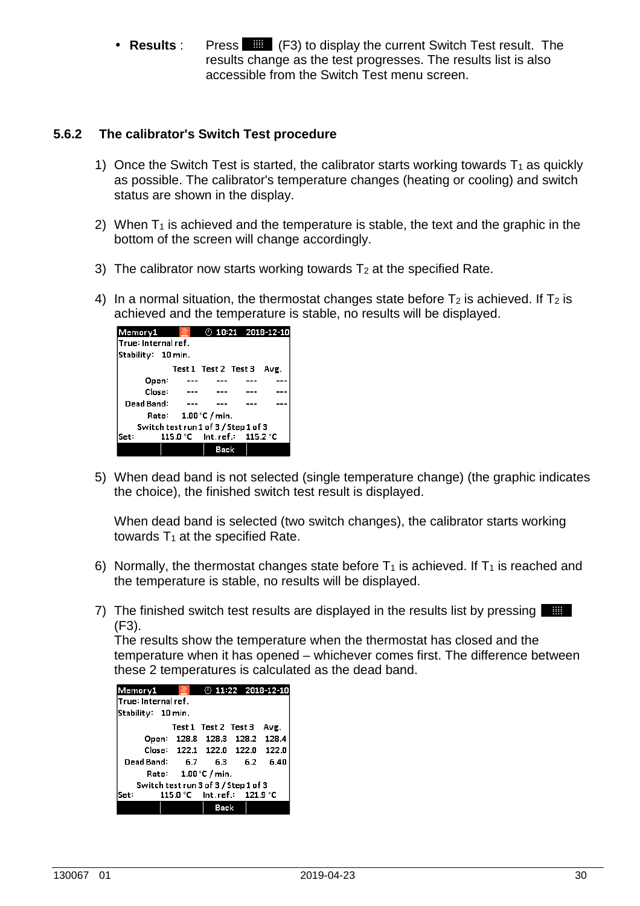- **Results** : Press (F3) to display the current Switch Test result. The results change as the test progresses. The results list is also accessible from the Switch Test menu screen.

### 5.6.2 The calibrator's Switch Test procedure

1) Once the Switch Test is started, the calibrator starts working towards $T_1$ as quickly as possible. The calibrator's temperature changes (heating or cooling) and switch status are shown in the display.

2) When $T_1$ is achieved and the temperature is stable, the text and the graphic in the bottom of the screen will change accordingly.

3) The calibrator now starts working towards $T_2$ at the specified Rate.

4) In a normal situation, the thermostat changes state before $T_2$ is achieved. If $T_2$ is achieved and the temperature is stable, no results will be displayed.

Memory1 ⏱ 10:21 2018-12-10
True: Internal ref.
Stability: 10 min.

| | Test 1 | Test 2 | Test 3 | Avg. |
|---|---|---|---|---|
| Open: | --- | --- | --- | --- |
| Close: | --- | --- | --- | --- |
| Dead Band: | --- | --- | --- | --- |

Rate: 1.00 °C / min.
Switch test run 1 of 3 / Step 1 of 3
Set: 115.0 °C Int. ref.: 115.2 °C
Back

5) When dead band is not selected (single temperature change) (the graphic indicates the choice), the finished switch test result is displayed.

   When dead band is selected (two switch changes), the calibrator starts working towards $T_1$ at the specified Rate.

6) Normally, the thermostat changes state before $T_1$ is achieved. If $T_1$ is reached and the temperature is stable, no results will be displayed.

7) The finished switch test results are displayed in the results list by pressing (F3).
   The results show the temperature when the thermostat has closed and the temperature when it has opened – whichever comes first. The difference between these 2 temperatures is calculated as the dead band.

Memory1 ⏱ 11:22 2018-12-10
True: Internal ref.
Stability: 10 min.

| | Test 1 | Test 2 | Test 3 | Avg. |
|---|---|---|---|---|
| Open: | 128.8 | 128.3 | 128.2 | 128.4 |
| Close: | 122.1 | 122.0 | 122.0 | 122.0 |
| Dead Band: | 6.7 | 6.3 | 6.2 | 6.40 |

Rate: 1.00 °C / min.
Switch test run 3 of 3 / Step 1 of 3
Set: 115.0 °C Int. ref.: 121.9 °C
Back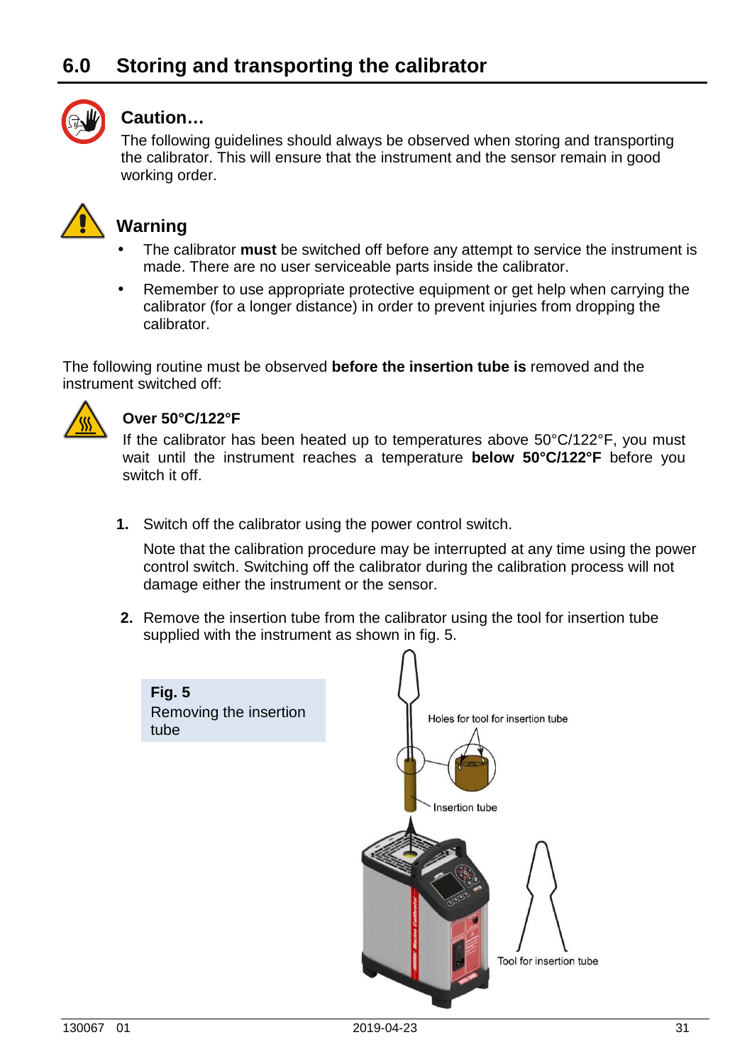## 6.0 Storing and transporting the calibrator

### Caution…

The following guidelines should always be observed when storing and transporting the calibrator. This will ensure that the instrument and the sensor remain in good working order.

### Warning

- The calibrator **must** be switched off before any attempt to service the instrument is made. There are no user serviceable parts inside the calibrator.
- Remember to use appropriate protective equipment or get help when carrying the calibrator (for a longer distance) in order to prevent injuries from dropping the calibrator.

The following routine must be observed **before the insertion tube is** removed and the instrument switched off:

**Over 50°C/122°F**

If the calibrator has been heated up to temperatures above 50°C/122°F, you must wait until the instrument reaches a temperature **below 50°C/122°F** before you switch it off.

1. Switch off the calibrator using the power control switch.

   Note that the calibration procedure may be interrupted at any time using the power control switch. Switching off the calibrator during the calibration process will not damage either the instrument or the sensor.

2. Remove the insertion tube from the calibrator using the tool for insertion tube supplied with the instrument as shown in fig. 5.

**Fig. 5**
Removing the insertion tube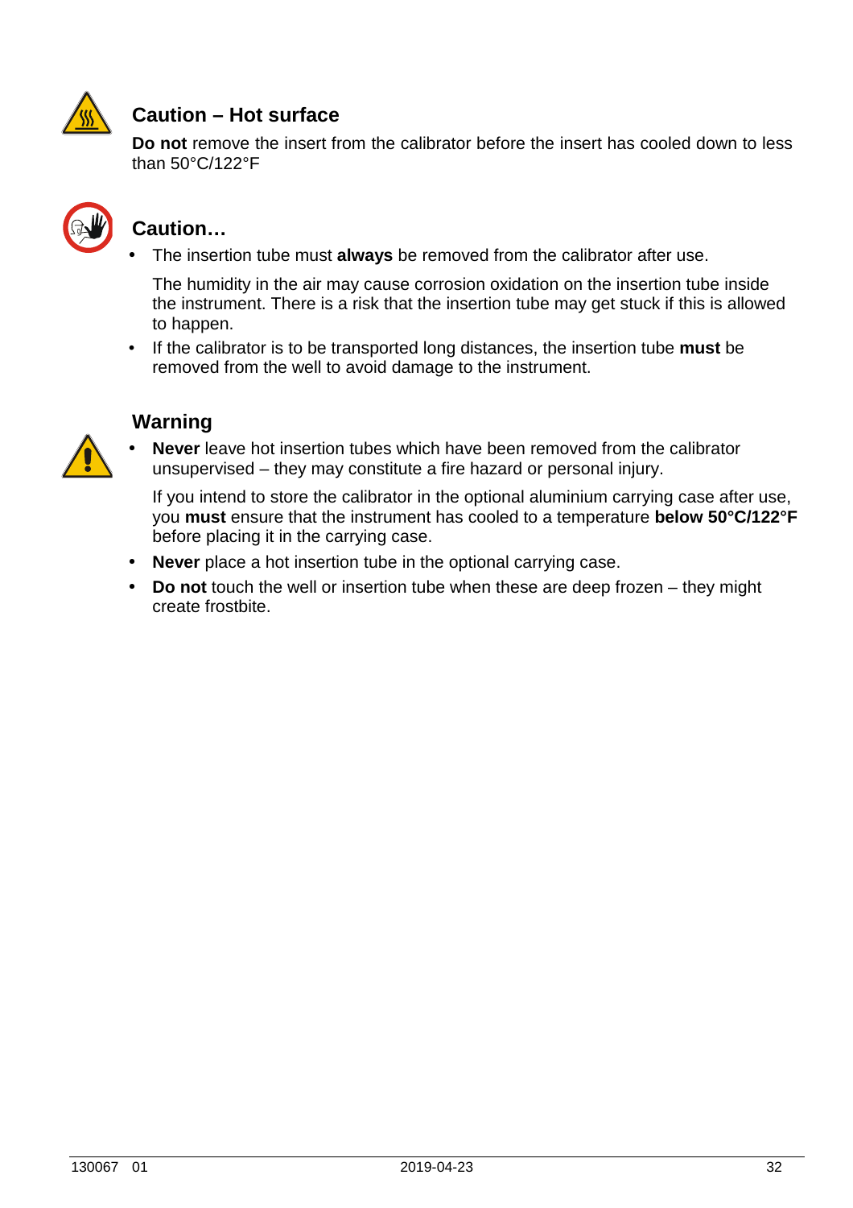### Caution – Hot surface

**Do not** remove the insert from the calibrator before the insert has cooled down to less than 50°C/122°F

### Caution…

- The insertion tube must **always** be removed from the calibrator after use.

  The humidity in the air may cause corrosion oxidation on the insertion tube inside the instrument. There is a risk that the insertion tube may get stuck if this is allowed to happen.

- If the calibrator is to be transported long distances, the insertion tube **must** be removed from the well to avoid damage to the instrument.

### Warning

- **Never** leave hot insertion tubes which have been removed from the calibrator unsupervised – they may constitute a fire hazard or personal injury.

  If you intend to store the calibrator in the optional aluminium carrying case after use, you **must** ensure that the instrument has cooled to a temperature **below 50°C/122°F** before placing it in the carrying case.

- **Never** place a hot insertion tube in the optional carrying case.
- **Do not** touch the well or insertion tube when these are deep frozen – they might create frostbite.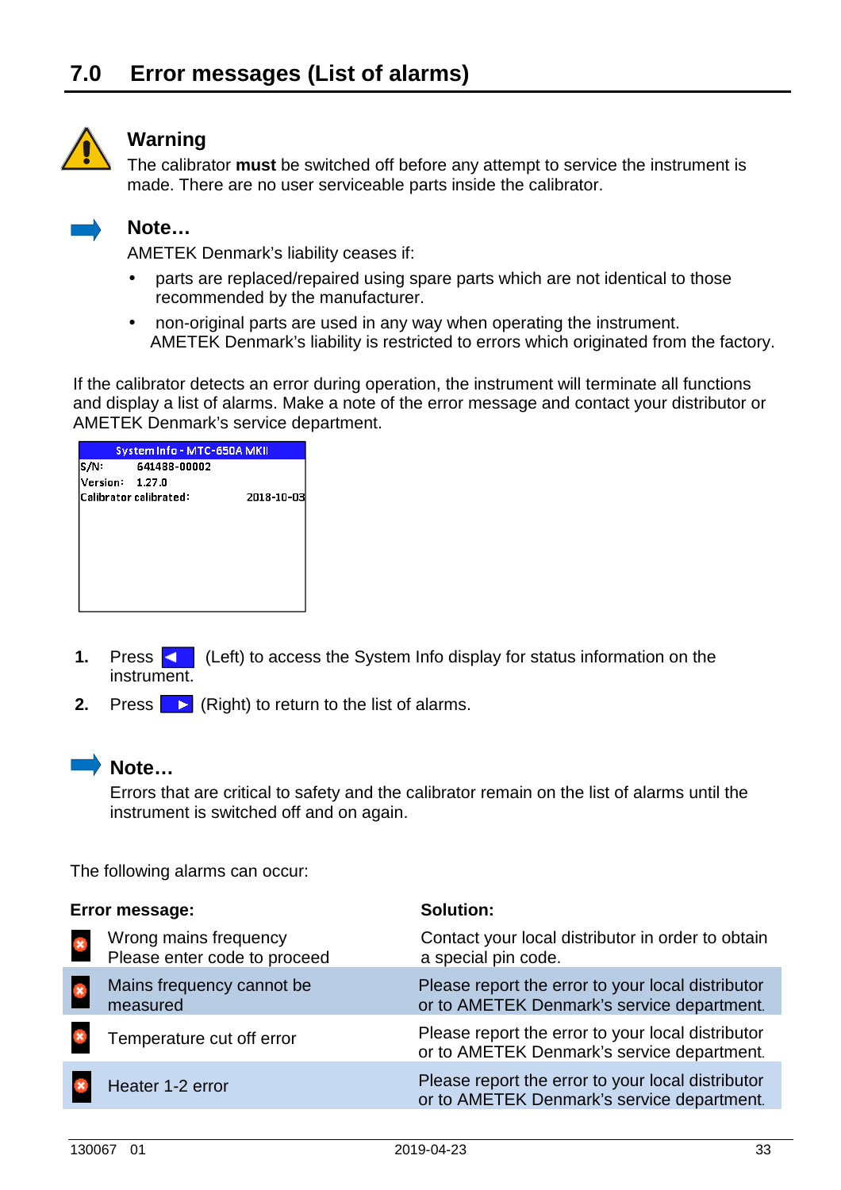## 7.0 Error messages (List of alarms)

**Warning**

The calibrator **must** be switched off before any attempt to service the instrument is made. There are no user serviceable parts inside the calibrator.

**Note…**

AMETEK Denmark's liability ceases if:

- parts are replaced/repaired using spare parts which are not identical to those recommended by the manufacturer.
- non-original parts are used in any way when operating the instrument.

AMETEK Denmark's liability is restricted to errors which originated from the factory.

If the calibrator detects an error during operation, the instrument will terminate all functions and display a list of alarms. Make a note of the error message and contact your distributor or AMETEK Denmark's service department.

System Info - MTC-650A MKII
S/N: 641488-00002
Version: 1.27.0
Calibrator calibrated: 2018-10-03

1. Press ◄ (Left) to access the System Info display for status information on the instrument.
2. Press ► (Right) to return to the list of alarms.

**Note…**

Errors that are critical to safety and the calibrator remain on the list of alarms until the instrument is switched off and on again.

The following alarms can occur:

| Error message: | Solution: |
|---|---|
| Wrong mains frequency<br>Please enter code to proceed | Contact your local distributor in order to obtain a special pin code. |
| Mains frequency cannot be measured | Please report the error to your local distributor or to AMETEK Denmark's service department. |
| Temperature cut off error | Please report the error to your local distributor or to AMETEK Denmark's service department. |
| Heater 1-2 error | Please report the error to your local distributor or to AMETEK Denmark's service department. |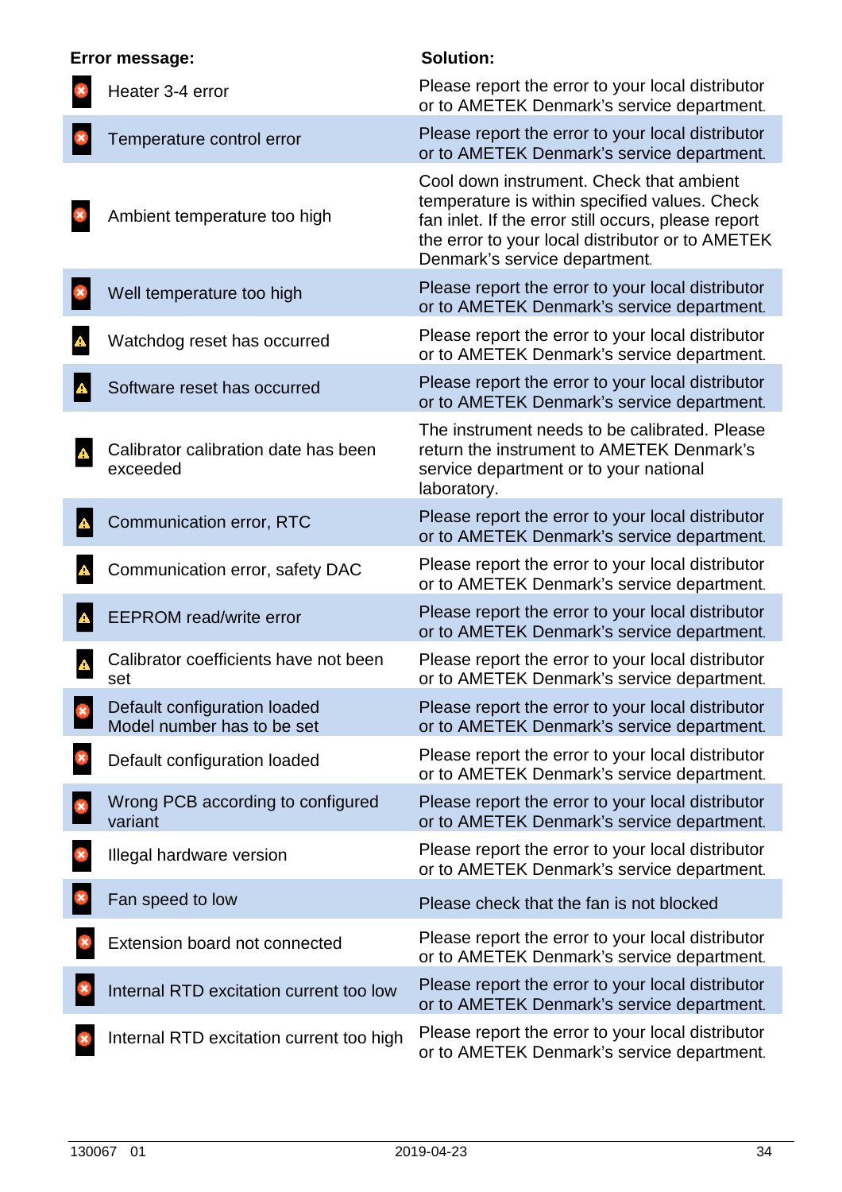| Error message: | | Solution: |
|---|---|---|
| ⊗ | Heater 3-4 error | Please report the error to your local distributor or to AMETEK Denmark's service department. |
| ⊗ | Temperature control error | Please report the error to your local distributor or to AMETEK Denmark's service department. |
| ⊗ | Ambient temperature too high | Cool down instrument. Check that ambient temperature is within specified values. Check fan inlet. If the error still occurs, please report the error to your local distributor or to AMETEK Denmark's service department. |
| ⊗ | Well temperature too high | Please report the error to your local distributor or to AMETEK Denmark's service department. |
| ⚠ | Watchdog reset has occurred | Please report the error to your local distributor or to AMETEK Denmark's service department. |
| ⚠ | Software reset has occurred | Please report the error to your local distributor or to AMETEK Denmark's service department. |
| ⚠ | Calibrator calibration date has been exceeded | The instrument needs to be calibrated. Please return the instrument to AMETEK Denmark's service department or to your national laboratory. |
| ⚠ | Communication error, RTC | Please report the error to your local distributor or to AMETEK Denmark's service department. |
| ⚠ | Communication error, safety DAC | Please report the error to your local distributor or to AMETEK Denmark's service department. |
| ⚠ | EEPROM read/write error | Please report the error to your local distributor or to AMETEK Denmark's service department. |
| ⚠ | Calibrator coefficients have not been set | Please report the error to your local distributor or to AMETEK Denmark's service department. |
| ⊗ | Default configuration loaded Model number has to be set | Please report the error to your local distributor or to AMETEK Denmark's service department. |
| ⊗ | Default configuration loaded | Please report the error to your local distributor or to AMETEK Denmark's service department. |
| ⊗ | Wrong PCB according to configured variant | Please report the error to your local distributor or to AMETEK Denmark's service department. |
| ⊗ | Illegal hardware version | Please report the error to your local distributor or to AMETEK Denmark's service department. |
| ⊗ | Fan speed to low | Please check that the fan is not blocked |
| ⊗ | Extension board not connected | Please report the error to your local distributor or to AMETEK Denmark's service department. |
| ⊗ | Internal RTD excitation current too low | Please report the error to your local distributor or to AMETEK Denmark's service department. |
| ⊗ | Internal RTD excitation current too high | Please report the error to your local distributor or to AMETEK Denmark's service department. |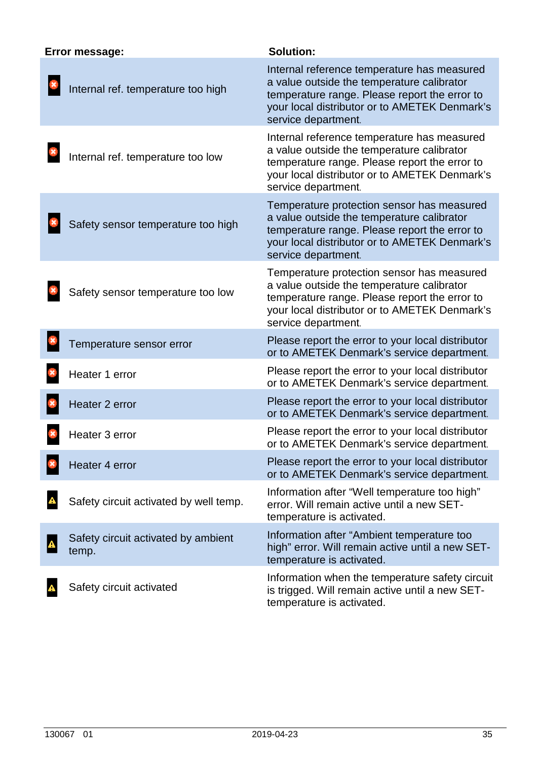| Error message: | Solution: |
|---|---|
| Internal ref. temperature too high | Internal reference temperature has measured a value outside the temperature calibrator temperature range. Please report the error to your local distributor or to AMETEK Denmark's service department. |
| Internal ref. temperature too low | Internal reference temperature has measured a value outside the temperature calibrator temperature range. Please report the error to your local distributor or to AMETEK Denmark's service department. |
| Safety sensor temperature too high | Temperature protection sensor has measured a value outside the temperature calibrator temperature range. Please report the error to your local distributor or to AMETEK Denmark's service department. |
| Safety sensor temperature too low | Temperature protection sensor has measured a value outside the temperature calibrator temperature range. Please report the error to your local distributor or to AMETEK Denmark's service department. |
| Temperature sensor error | Please report the error to your local distributor or to AMETEK Denmark's service department. |
| Heater 1 error | Please report the error to your local distributor or to AMETEK Denmark's service department. |
| Heater 2 error | Please report the error to your local distributor or to AMETEK Denmark's service department. |
| Heater 3 error | Please report the error to your local distributor or to AMETEK Denmark's service department. |
| Heater 4 error | Please report the error to your local distributor or to AMETEK Denmark's service department. |
| Safety circuit activated by well temp. | Information after "Well temperature too high" error. Will remain active until a new SET-temperature is activated. |
| Safety circuit activated by ambient temp. | Information after "Ambient temperature too high" error. Will remain active until a new SET-temperature is activated. |
| Safety circuit activated | Information when the temperature safety circuit is trigged. Will remain active until a new SET-temperature is activated. |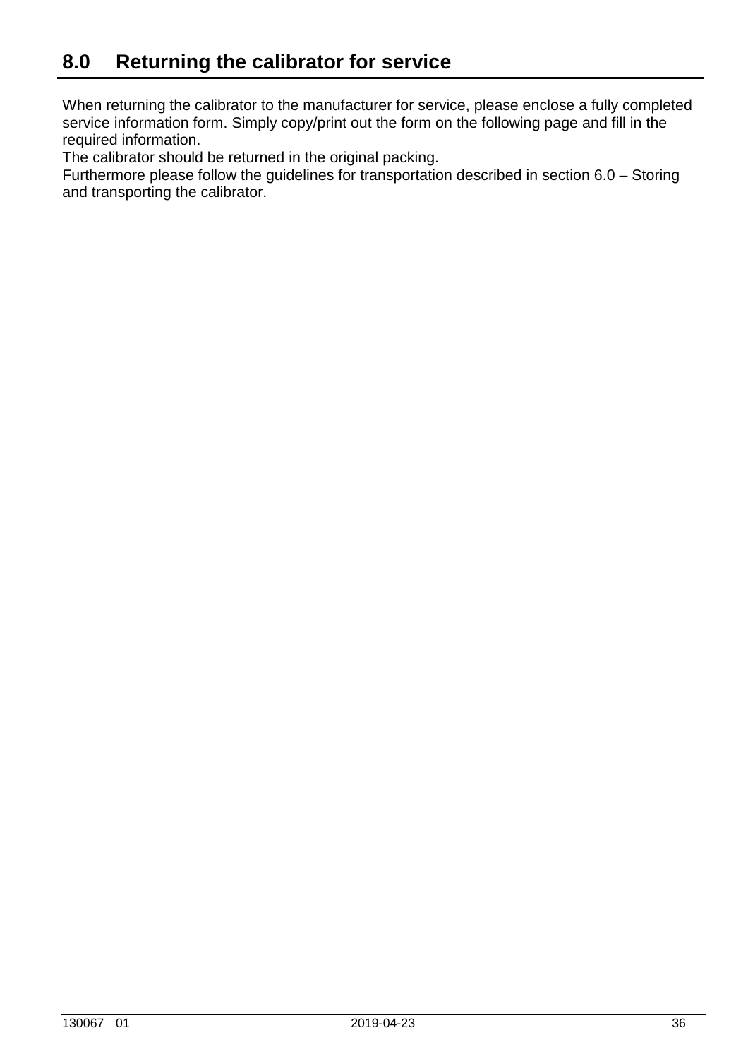# 8.0 Returning the calibrator for service

When returning the calibrator to the manufacturer for service, please enclose a fully completed service information form. Simply copy/print out the form on the following page and fill in the required information.
The calibrator should be returned in the original packing.
Furthermore please follow the guidelines for transportation described in section 6.0 – Storing and transporting the calibrator.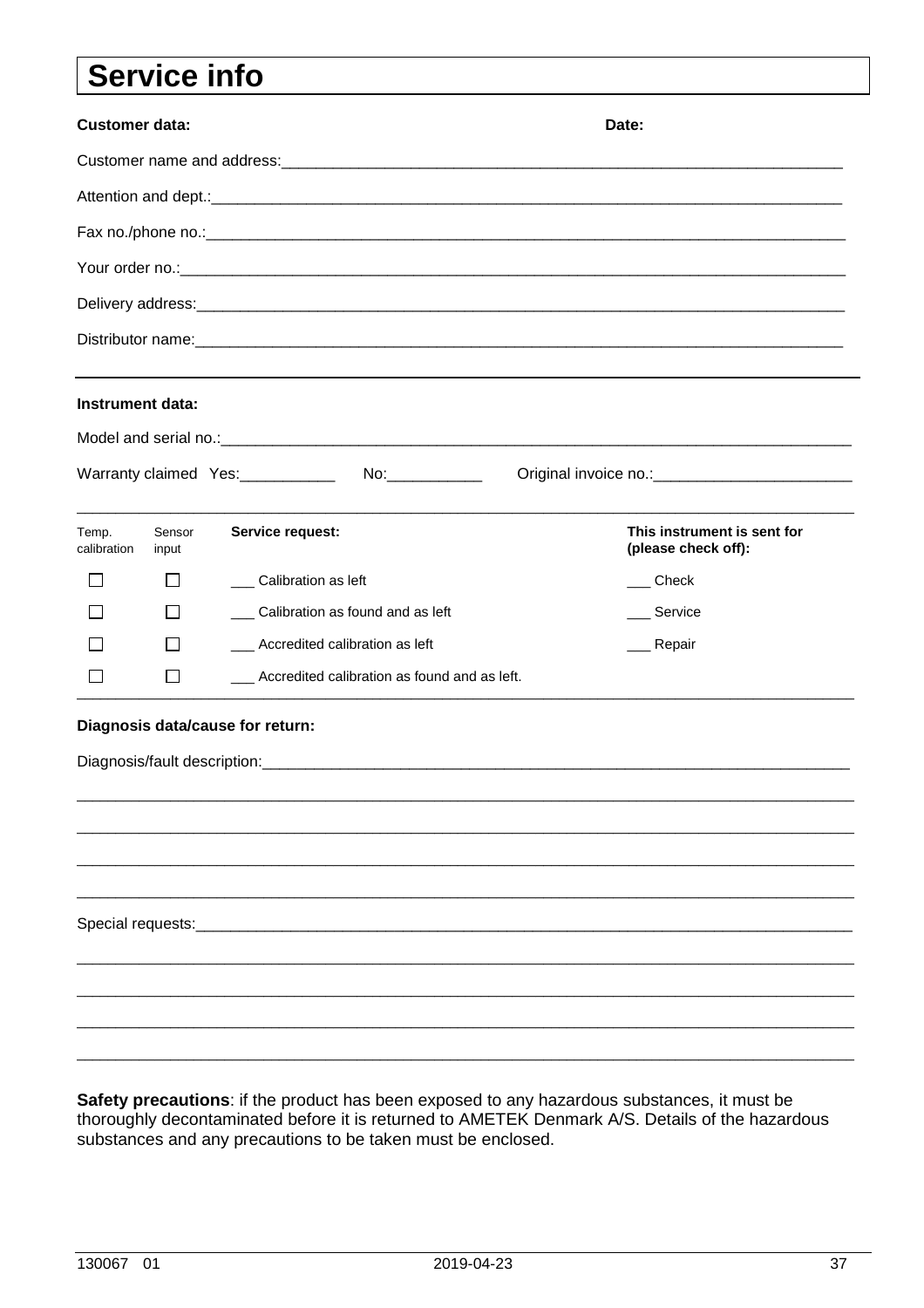# Service info

**Customer data:** **Date:**

Customer name and address:\_\_\_\_\_\_\_\_\_\_\_\_\_\_\_\_\_\_\_\_\_\_\_\_\_\_\_\_\_\_\_\_\_\_\_\_\_\_\_\_\_\_\_\_\_\_\_\_\_\_\_\_\_\_\_\_\_\_\_\_\_\_\_\_

Attention and dept.:\_\_\_\_\_\_\_\_\_\_\_\_\_\_\_\_\_\_\_\_\_\_\_\_\_\_\_\_\_\_\_\_\_\_\_\_\_\_\_\_\_\_\_\_\_\_\_\_\_\_\_\_\_\_\_\_\_\_\_\_\_\_\_\_\_\_\_\_\_\_\_\_

Fax no./phone no.:\_\_\_\_\_\_\_\_\_\_\_\_\_\_\_\_\_\_\_\_\_\_\_\_\_\_\_\_\_\_\_\_\_\_\_\_\_\_\_\_\_\_\_\_\_\_\_\_\_\_\_\_\_\_\_\_\_\_\_\_\_\_\_\_\_\_\_\_\_\_\_\_\_

Your order no.:\_\_\_\_\_\_\_\_\_\_\_\_\_\_\_\_\_\_\_\_\_\_\_\_\_\_\_\_\_\_\_\_\_\_\_\_\_\_\_\_\_\_\_\_\_\_\_\_\_\_\_\_\_\_\_\_\_\_\_\_\_\_\_\_\_\_\_\_\_\_\_\_\_\_\_\_

Delivery address:\_\_\_\_\_\_\_\_\_\_\_\_\_\_\_\_\_\_\_\_\_\_\_\_\_\_\_\_\_\_\_\_\_\_\_\_\_\_\_\_\_\_\_\_\_\_\_\_\_\_\_\_\_\_\_\_\_\_\_\_\_\_\_\_\_\_\_\_\_\_\_\_\_\_

Distributor name:\_\_\_\_\_\_\_\_\_\_\_\_\_\_\_\_\_\_\_\_\_\_\_\_\_\_\_\_\_\_\_\_\_\_\_\_\_\_\_\_\_\_\_\_\_\_\_\_\_\_\_\_\_\_\_\_\_\_\_\_\_\_\_\_\_\_\_\_\_\_\_\_\_\_

---

**Instrument data:**

Model and serial no.:\_\_\_\_\_\_\_\_\_\_\_\_\_\_\_\_\_\_\_\_\_\_\_\_\_\_\_\_\_\_\_\_\_\_\_\_\_\_\_\_\_\_\_\_\_\_\_\_\_\_\_\_\_\_\_\_\_\_\_\_\_\_\_\_\_\_\_\_\_\_\_\_\_

Warranty claimed Yes:\_\_\_\_\_\_\_\_\_\_\_ No:\_\_\_\_\_\_\_\_\_\_\_ Original invoice no.:\_\_\_\_\_\_\_\_\_\_\_\_\_\_\_\_\_\_\_\_\_\_\_

| Temp. calibration | Sensor input | **Service request:** | **This instrument is sent for (please check off):** |
|---|---|---|---|
| ☐ | ☐ | \_\_\_ Calibration as left | \_\_\_ Check |
| ☐ | ☐ | \_\_\_ Calibration as found and as left | \_\_\_ Service |
| ☐ | ☐ | \_\_\_ Accredited calibration as left | \_\_\_ Repair |
| ☐ | ☐ | \_\_\_ Accredited calibration as found and as left. | |

**Diagnosis data/cause for return:**

Diagnosis/fault description:\_\_\_\_\_\_\_\_\_\_\_\_\_\_\_\_\_\_\_\_\_\_\_\_\_\_\_\_\_\_\_\_\_\_\_\_\_\_\_\_\_\_\_\_\_\_\_\_\_\_\_\_\_\_\_\_\_\_\_\_\_\_\_\_\_\_

Special requests:\_\_\_\_\_\_\_\_\_\_\_\_\_\_\_\_\_\_\_\_\_\_\_\_\_\_\_\_\_\_\_\_\_\_\_\_\_\_\_\_\_\_\_\_\_\_\_\_\_\_\_\_\_\_\_\_\_\_\_\_\_\_\_\_\_\_\_\_\_\_\_\_\_\_

**Safety precautions**: if the product has been exposed to any hazardous substances, it must be thoroughly decontaminated before it is returned to AMETEK Denmark A/S. Details of the hazardous substances and any precautions to be taken must be enclosed.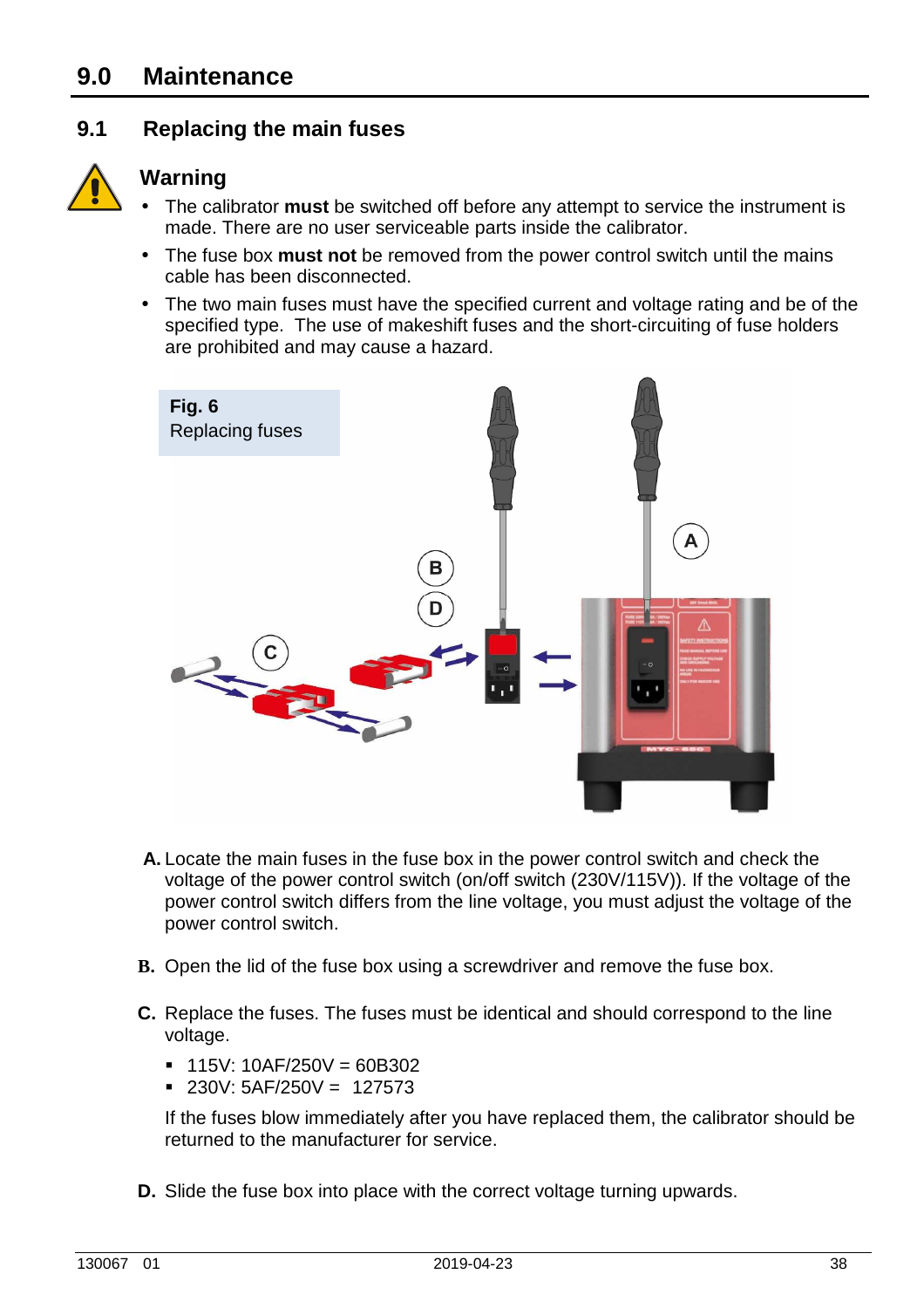# 9.0 Maintenance

## 9.1 Replacing the main fuses

### Warning

- The calibrator **must** be switched off before any attempt to service the instrument is made. There are no user serviceable parts inside the calibrator.
- The fuse box **must not** be removed from the power control switch until the mains cable has been disconnected.
- The two main fuses must have the specified current and voltage rating and be of the specified type. The use of makeshift fuses and the short-circuiting of fuse holders are prohibited and may cause a hazard.

**Fig. 6**
Replacing fuses

**A.** Locate the main fuses in the fuse box in the power control switch and check the voltage of the power control switch (on/off switch (230V/115V)). If the voltage of the power control switch differs from the line voltage, you must adjust the voltage of the power control switch.

**B.** Open the lid of the fuse box using a screwdriver and remove the fuse box.

**C.** Replace the fuses. The fuses must be identical and should correspond to the line voltage.

- 115V: 10AF/250V = 60B302
- 230V: 5AF/250V = 127573

If the fuses blow immediately after you have replaced them, the calibrator should be returned to the manufacturer for service.

**D.** Slide the fuse box into place with the correct voltage turning upwards.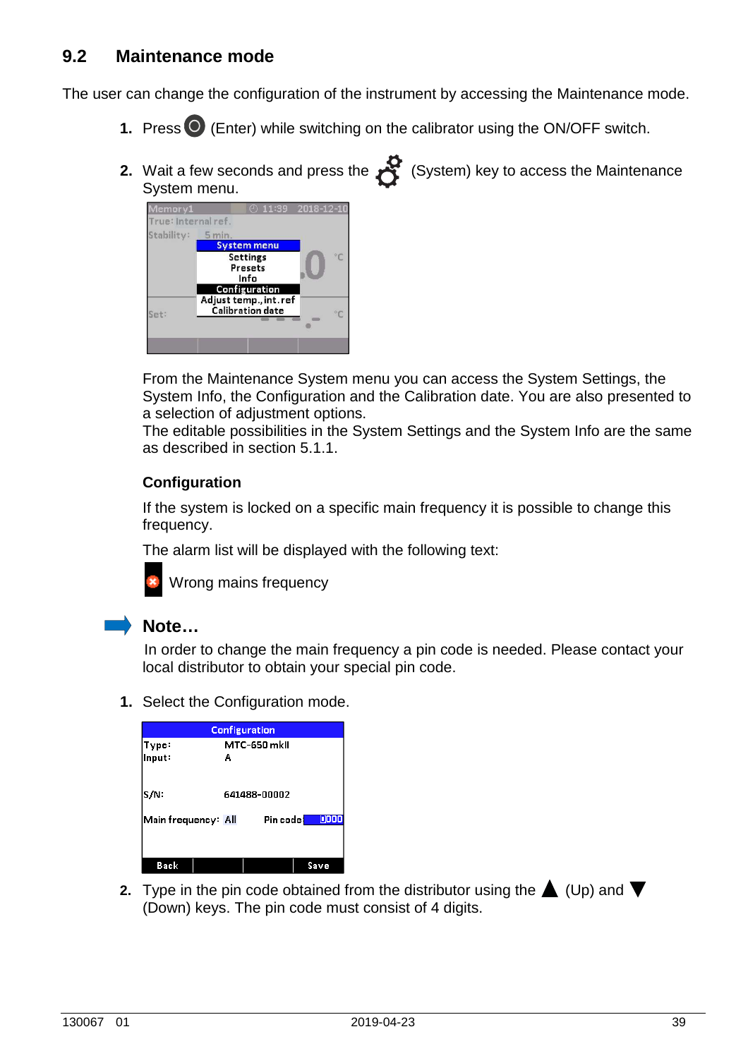## 9.2 Maintenance mode

The user can change the configuration of the instrument by accessing the Maintenance mode.

1. Press (Enter) while switching on the calibrator using the ON/OFF switch.
2. Wait a few seconds and press the (System) key to access the Maintenance System menu.

From the Maintenance System menu you can access the System Settings, the System Info, the Configuration and the Calibration date. You are also presented to a selection of adjustment options.
The editable possibilities in the System Settings and the System Info are the same as described in section 5.1.1.

### Configuration

If the system is locked on a specific main frequency it is possible to change this frequency.

The alarm list will be displayed with the following text:

Wrong mains frequency

**Note…**

In order to change the main frequency a pin code is needed. Please contact your local distributor to obtain your special pin code.

1. Select the Configuration mode.
2. Type in the pin code obtained from the distributor using the ▲ (Up) and ▼ (Down) keys. The pin code must consist of 4 digits.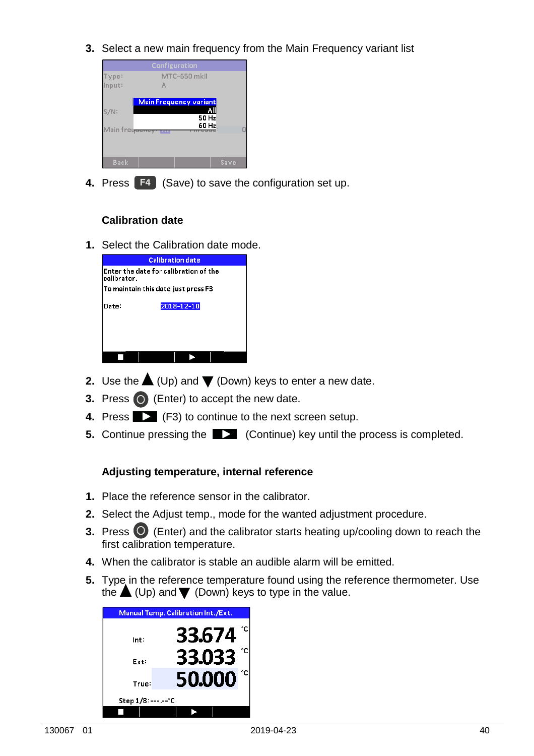3. Select a new main frequency from the Main Frequency variant list

4. Press **F4** (Save) to save the configuration set up.

### Calibration date

1. Select the Calibration date mode.

2. Use the ▲ (Up) and ▼ (Down) keys to enter a new date.
3. Press ○ (Enter) to accept the new date.
4. Press ▶ (F3) to continue to the next screen setup.
5. Continue pressing the ▶ (Continue) key until the process is completed.

### Adjusting temperature, internal reference

1. Place the reference sensor in the calibrator.
2. Select the Adjust temp., mode for the wanted adjustment procedure.
3. Press ○ (Enter) and the calibrator starts heating up/cooling down to reach the first calibration temperature.
4. When the calibrator is stable an audible alarm will be emitted.
5. Type in the reference temperature found using the reference thermometer. Use the ▲ (Up) and ▼ (Down) keys to type in the value.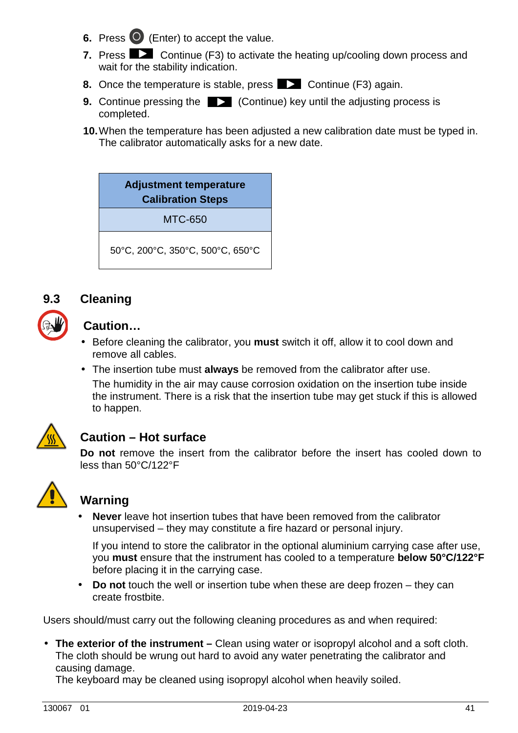6. Press ◯ (Enter) to accept the value.
7. Press ▶ Continue (F3) to activate the heating up/cooling down process and wait for the stability indication.
8. Once the temperature is stable, press ▶ Continue (F3) again.
9. Continue pressing the ▶ (Continue) key until the adjusting process is completed.
10. When the temperature has been adjusted a new calibration date must be typed in. The calibrator automatically asks for a new date.

| **Adjustment temperature Calibration Steps** |
|---|
| MTC-650 |
| 50°C, 200°C, 350°C, 500°C, 650°C |

## 9.3 Cleaning

### Caution…

- Before cleaning the calibrator, you **must** switch it off, allow it to cool down and remove all cables.
- The insertion tube must **always** be removed from the calibrator after use.
  The humidity in the air may cause corrosion oxidation on the insertion tube inside the instrument. There is a risk that the insertion tube may get stuck if this is allowed to happen.

### Caution – Hot surface

**Do not** remove the insert from the calibrator before the insert has cooled down to less than 50°C/122°F

### Warning

- **Never** leave hot insertion tubes that have been removed from the calibrator unsupervised – they may constitute a fire hazard or personal injury.

  If you intend to store the calibrator in the optional aluminium carrying case after use, you **must** ensure that the instrument has cooled to a temperature **below 50°C/122°F** before placing it in the carrying case.
- **Do not** touch the well or insertion tube when these are deep frozen – they can create frostbite.

Users should/must carry out the following cleaning procedures as and when required:

- **The exterior of the instrument –** Clean using water or isopropyl alcohol and a soft cloth. The cloth should be wrung out hard to avoid any water penetrating the calibrator and causing damage.
  The keyboard may be cleaned using isopropyl alcohol when heavily soiled.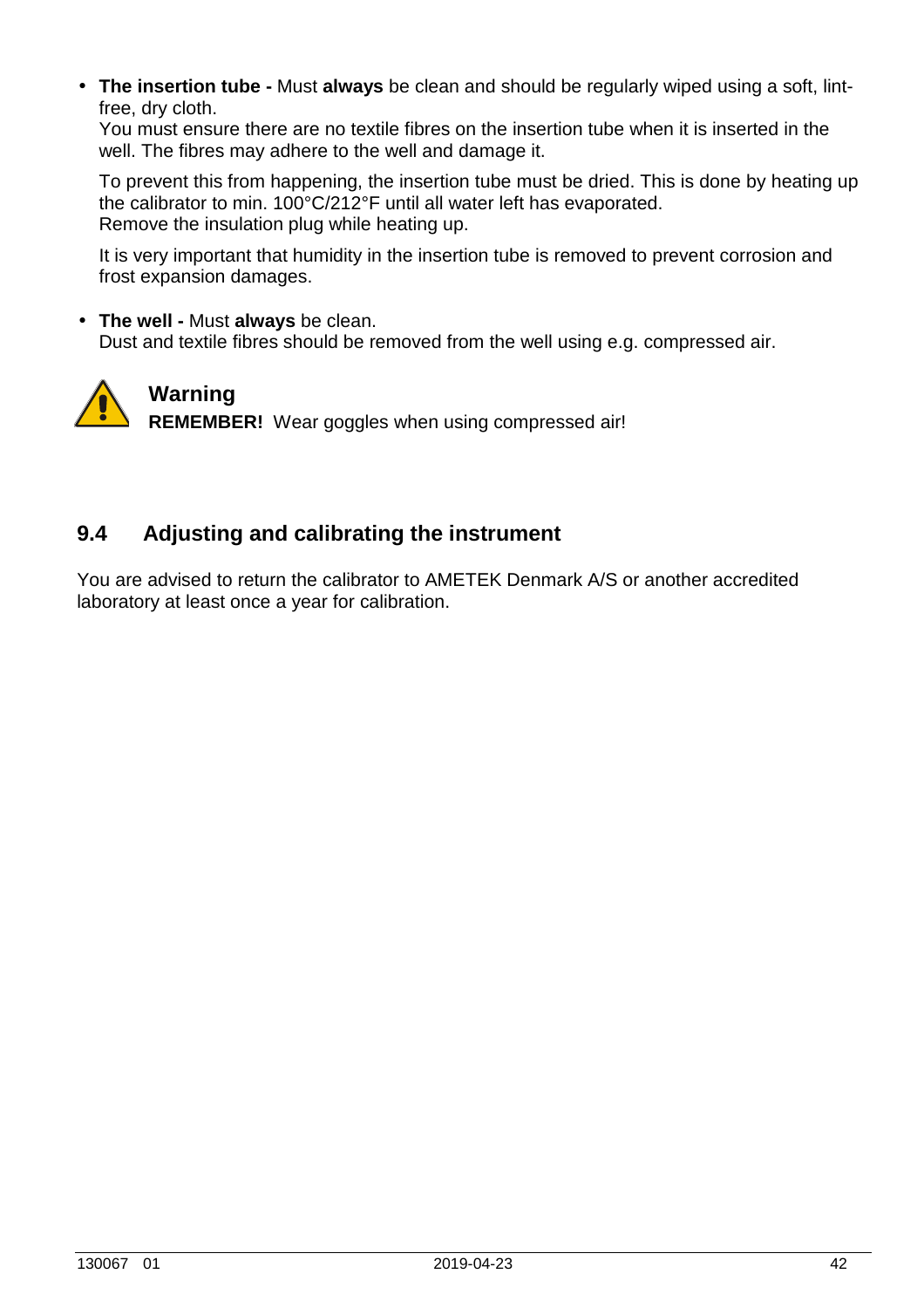- **The insertion tube -** Must **always** be clean and should be regularly wiped using a soft, lint-free, dry cloth.
  You must ensure there are no textile fibres on the insertion tube when it is inserted in the well. The fibres may adhere to the well and damage it.

  To prevent this from happening, the insertion tube must be dried. This is done by heating up the calibrator to min. 100°C/212°F until all water left has evaporated.
  Remove the insulation plug while heating up.

  It is very important that humidity in the insertion tube is removed to prevent corrosion and frost expansion damages.

- **The well -** Must **always** be clean.
  Dust and textile fibres should be removed from the well using e.g. compressed air.

**Warning**

**REMEMBER!** Wear goggles when using compressed air!

## 9.4 Adjusting and calibrating the instrument

You are advised to return the calibrator to AMETEK Denmark A/S or another accredited laboratory at least once a year for calibration.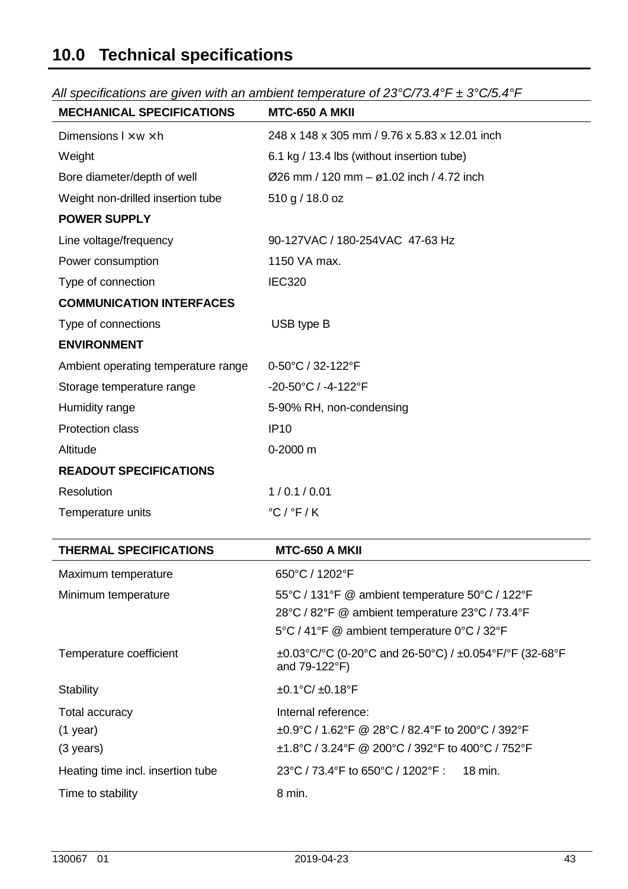# 10.0 Technical specifications

*All specifications are given with an ambient temperature of 23°C/73.4°F ± 3°C/5.4°F*

| MECHANICAL SPECIFICATIONS | MTC-650 A MKII |
|---|---|
| Dimensions l × w × h | 248 x 148 x 305 mm / 9.76 x 5.83 x 12.01 inch |
| Weight | 6.1 kg / 13.4 lbs (without insertion tube) |
| Bore diameter/depth of well | Ø26 mm / 120 mm – ø1.02 inch / 4.72 inch |
| Weight non-drilled insertion tube | 510 g / 18.0 oz |
| **POWER SUPPLY** | |
| Line voltage/frequency | 90-127VAC / 180-254VAC 47-63 Hz |
| Power consumption | 1150 VA max. |
| Type of connection | IEC320 |
| **COMMUNICATION INTERFACES** | |
| Type of connections | USB type B |
| **ENVIRONMENT** | |
| Ambient operating temperature range | 0-50°C / 32-122°F |
| Storage temperature range | -20-50°C / -4-122°F |
| Humidity range | 5-90% RH, non-condensing |
| Protection class | IP10 |
| Altitude | 0-2000 m |
| **READOUT SPECIFICATIONS** | |
| Resolution | 1 / 0.1 / 0.01 |
| Temperature units | °C / °F / K |

| THERMAL SPECIFICATIONS | MTC-650 A MKII |
|---|---|
| Maximum temperature | 650°C / 1202°F |
| Minimum temperature | 55°C / 131°F @ ambient temperature 50°C / 122°F<br>28°C / 82°F @ ambient temperature 23°C / 73.4°F<br>5°C / 41°F @ ambient temperature 0°C / 32°F |
| Temperature coefficient | ±0.03°C/°C (0-20°C and 26-50°C) / ±0.054°F/°F (32-68°F and 79-122°F) |
| Stability | ±0.1°C/ ±0.18°F |
| Total accuracy<br>(1 year)<br>(3 years) | Internal reference:<br>±0.9°C / 1.62°F @ 28°C / 82.4°F to 200°C / 392°F<br>±1.8°C / 3.24°F @ 200°C / 392°F to 400°C / 752°F |
| Heating time incl. insertion tube | 23°C / 73.4°F to 650°C / 1202°F : 18 min. |
| Time to stability | 8 min. |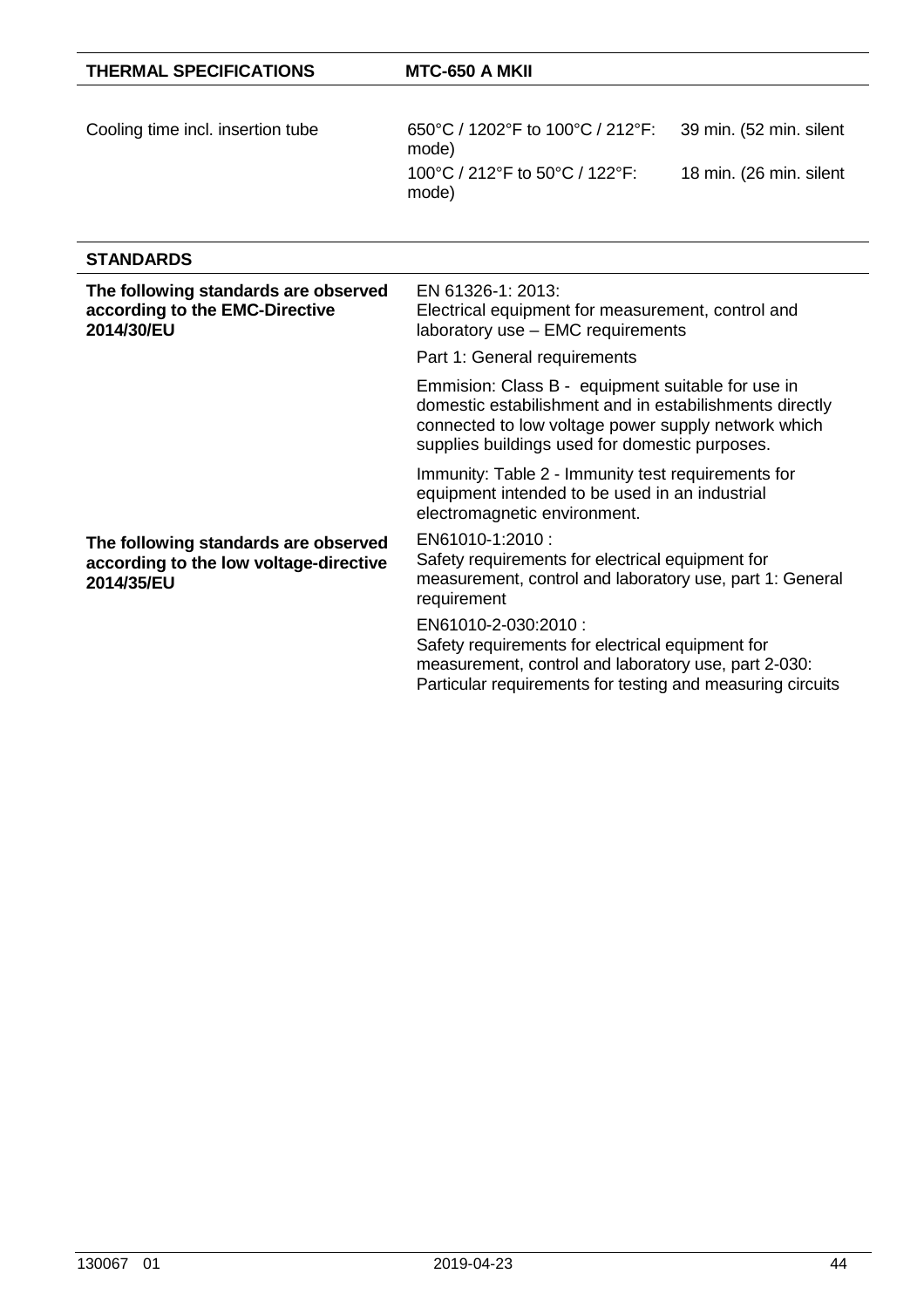| THERMAL SPECIFICATIONS | MTC-650 A MKII | |
|---|---|---|
| Cooling time incl. insertion tube | 650°C / 1202°F to 100°C / 212°F: | 39 min. (52 min. silent mode) |
| | 100°C / 212°F to 50°C / 122°F: | 18 min. (26 min. silent mode) |

| STANDARDS | |
|---|---|
| **The following standards are observed according to the EMC-Directive 2014/30/EU** | EN 61326-1: 2013:<br>Electrical equipment for measurement, control and laboratory use – EMC requirements |
| | Part 1: General requirements |
| | Emmision: Class B - equipment suitable for use in domestic estabilishment and in estabilishments directly connected to low voltage power supply network which supplies buildings used for domestic purposes. |
| | Immunity: Table 2 - Immunity test requirements for equipment intended to be used in an industrial electromagnetic environment. |
| **The following standards are observed according to the low voltage-directive 2014/35/EU** | EN61010-1:2010 :<br>Safety requirements for electrical equipment for measurement, control and laboratory use, part 1: General requirement |
| | EN61010-2-030:2010 :<br>Safety requirements for electrical equipment for measurement, control and laboratory use, part 2-030: Particular requirements for testing and measuring circuits |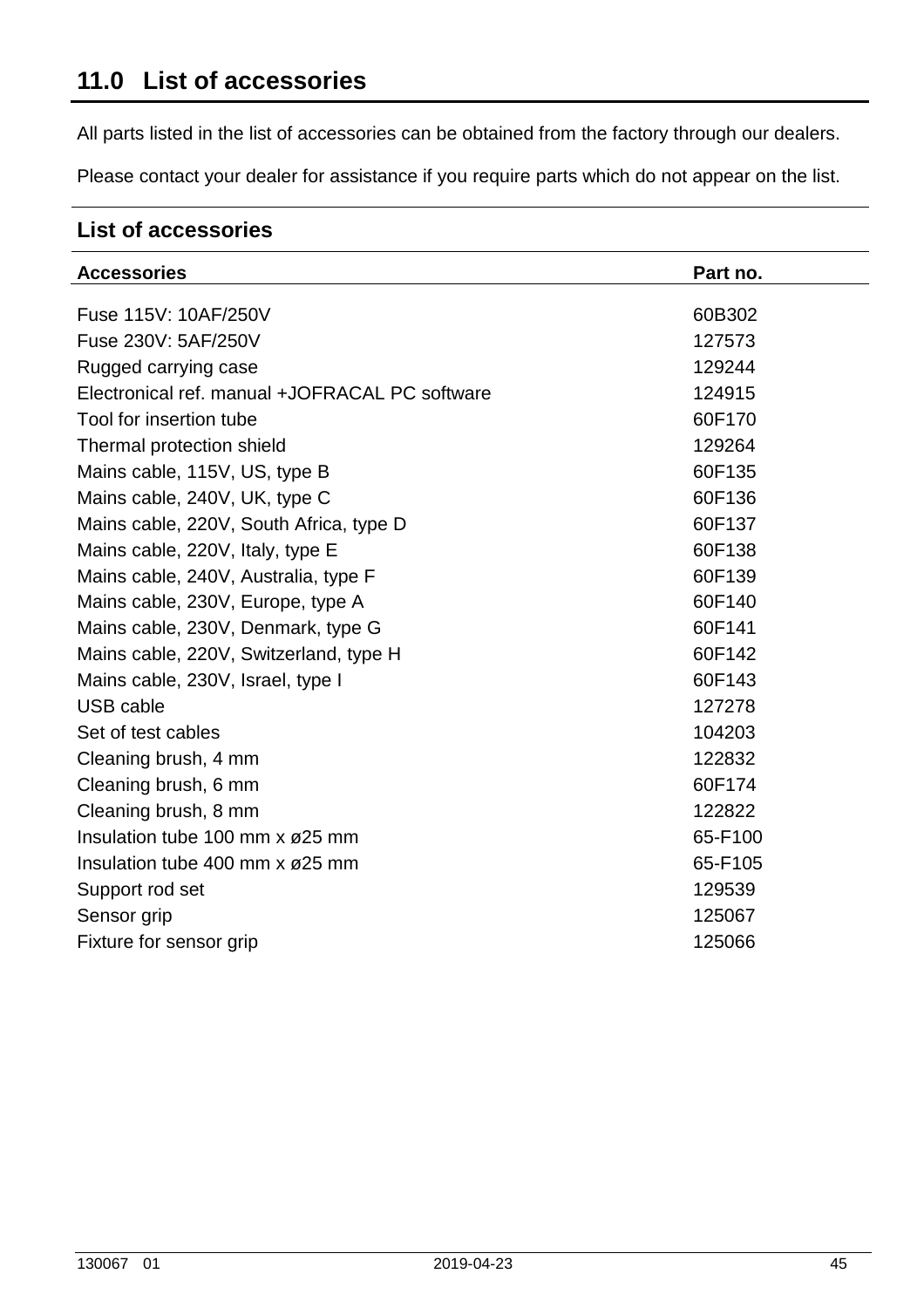# 11.0 List of accessories

All parts listed in the list of accessories can be obtained from the factory through our dealers.

Please contact your dealer for assistance if you require parts which do not appear on the list.

## List of accessories

| Accessories | Part no. |
|---|---|
| Fuse 115V: 10AF/250V | 60B302 |
| Fuse 230V: 5AF/250V | 127573 |
| Rugged carrying case | 129244 |
| Electronical ref. manual +JOFRACAL PC software | 124915 |
| Tool for insertion tube | 60F170 |
| Thermal protection shield | 129264 |
| Mains cable, 115V, US, type B | 60F135 |
| Mains cable, 240V, UK, type C | 60F136 |
| Mains cable, 220V, South Africa, type D | 60F137 |
| Mains cable, 220V, Italy, type E | 60F138 |
| Mains cable, 240V, Australia, type F | 60F139 |
| Mains cable, 230V, Europe, type A | 60F140 |
| Mains cable, 230V, Denmark, type G | 60F141 |
| Mains cable, 220V, Switzerland, type H | 60F142 |
| Mains cable, 230V, Israel, type I | 60F143 |
| USB cable | 127278 |
| Set of test cables | 104203 |
| Cleaning brush, 4 mm | 122832 |
| Cleaning brush, 6 mm | 60F174 |
| Cleaning brush, 8 mm | 122822 |
| Insulation tube 100 mm x ø25 mm | 65-F100 |
| Insulation tube 400 mm x ø25 mm | 65-F105 |
| Support rod set | 129539 |
| Sensor grip | 125067 |
| Fixture for sensor grip | 125066 |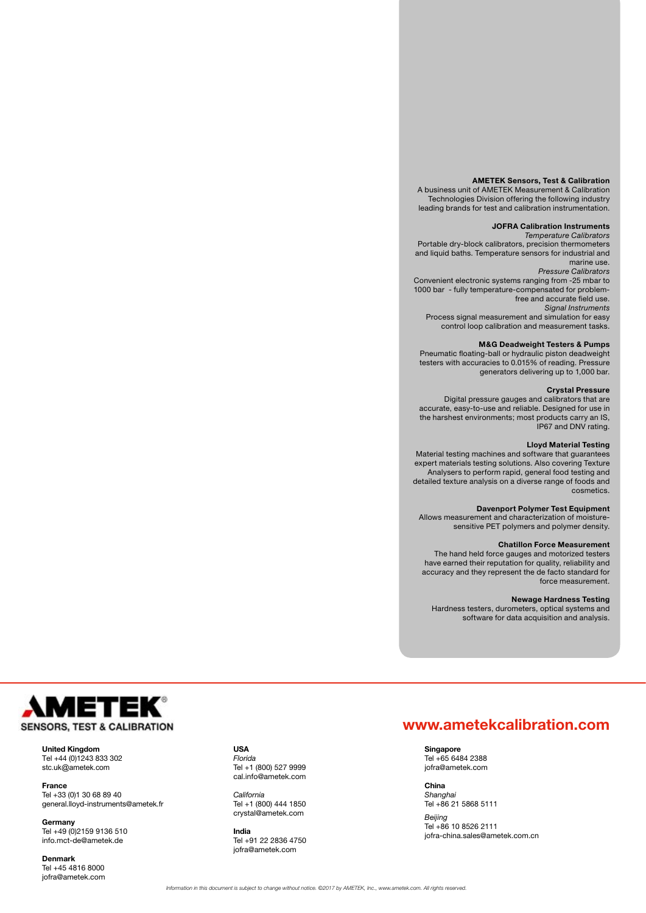**AMETEK Sensors, Test & Calibration**
A business unit of AMETEK Measurement & Calibration Technologies Division offering the following industry leading brands for test and calibration instrumentation.

**JOFRA Calibration Instruments**
*Temperature Calibrators*
Portable dry-block calibrators, precision thermometers and liquid baths. Temperature sensors for industrial and marine use.
*Pressure Calibrators*
Convenient electronic systems ranging from -25 mbar to 1000 bar - fully temperature-compensated for problem-free and accurate field use.
*Signal Instruments*
Process signal measurement and simulation for easy control loop calibration and measurement tasks.

**M&G Deadweight Testers & Pumps**
Pneumatic floating-ball or hydraulic piston deadweight testers with accuracies to 0.015% of reading. Pressure generators delivering up to 1,000 bar.

**Crystal Pressure**
Digital pressure gauges and calibrators that are accurate, easy-to-use and reliable. Designed for use in the harshest environments; most products carry an IS, IP67 and DNV rating.

**Lloyd Material Testing**
Material testing machines and software that guarantees expert materials testing solutions. Also covering Texture Analysers to perform rapid, general food testing and detailed texture analysis on a diverse range of foods and cosmetics.

**Davenport Polymer Test Equipment**
Allows measurement and characterization of moisture-sensitive PET polymers and polymer density.

**Chatillon Force Measurement**
The hand held force gauges and motorized testers have earned their reputation for quality, reliability and accuracy and they represent the de facto standard for force measurement.

**Newage Hardness Testing**
Hardness testers, durometers, optical systems and software for data acquisition and analysis.

AMETEK®
SENSORS, TEST & CALIBRATION

**www.ametekcalibration.com**

**United Kingdom**
Tel +44 (0)1243 833 302
stc.uk@ametek.com

**France**
Tel +33 (0)1 30 68 89 40
general.lloyd-instruments@ametek.fr

**Germany**
Tel +49 (0)2159 9136 510
info.mct-de@ametek.de

**Denmark**
Tel +45 4816 8000
jofra@ametek.com

**USA**
*Florida*
Tel +1 (800) 527 9999
cal.info@ametek.com

*California*
Tel +1 (800) 444 1850
crystal@ametek.com

**India**
Tel +91 22 2836 4750
jofra@ametek.com

**Singapore**
Tel +65 6484 2388
jofra@ametek.com

**China**
*Shanghai*
Tel +86 21 5868 5111

*Beijing*
Tel +86 10 8526 2111
jofra-china.sales@ametek.com.cn

*Information in this document is subject to change without notice. ©2017 by AMETEK, Inc., www.ametek.com. All rights reserved.*